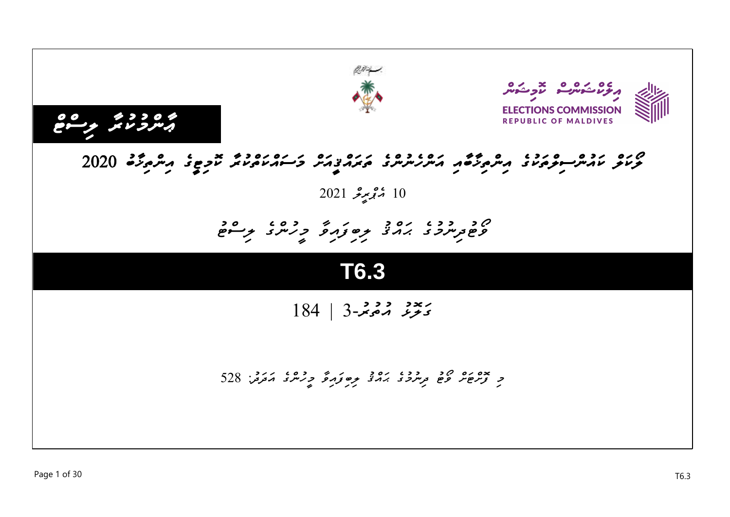އިލެކްޝަންސް ކޮމިޝަން

ELECTIONS COMMISSION

REPUBLIC OF MALDIVES

އަންމުހާއު ލިސްޓު

# ލޯކަލް ކައުންސިލްތަކުގެ އިންތިޚާބާއި އަންހެނުންގެ ތަރައްޤީއަށް މަސައްކަތްކުރާ ކޮމިޓީގެ އިންތިޚާބު 2020

10 އެޕްރީލް 2021

## ވޯޓުދިނުމުގެ ޙައްޤު ލިބިފައިވާ މީހުންގެ ލިސްޓު

# T6.3

## ގދ. ތިނަދޫ-3 | 184

މި ފޯނބަރ ވޯޓު ދިނުމުގެ ޙައްޤު ލިބިފައިވާ މީހުންގެ އަދަދު: 528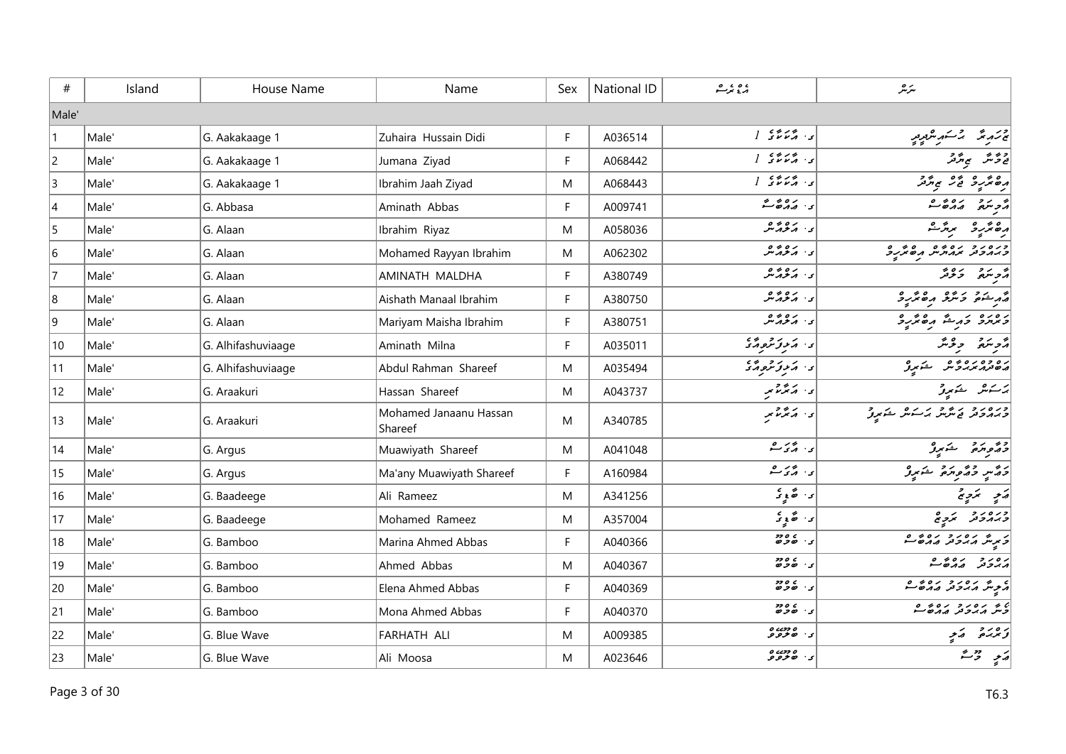| # | Island | House Name | Name | Sex | National ID | ގެއެއްގެ ނަން | ނަން |
|---|---|---|---|---|---|---|---|
| Male' | | | | | | | |
| 1 | Male' | G. Aakakaage 1 | Zuhaira Hussain Didi | F | A036514 | ގ. އާކަކާގެ 1 | ޒުހައިރާ ހުސައިންދީދީ |
| 2 | Male' | G. Aakakaage 1 | Jumana Ziyad | F | A068442 | ގ. އާކަކާގެ 1 | ޖުމާނާ ޒިޔާދު |
| 3 | Male' | G. Aakakaage 1 | Ibrahim Jaah Ziyad | M | A068443 | ގ. އާކަކާގެ 1 | އިބްރާހީމް ޖާހް ޒިޔާދު |
| 4 | Male' | G. Abbasa | Aminath Abbas | F | A009741 | ގ. އައްބާސާ | އާމިނަތު އައްބާސް |
| 5 | Male' | G. Alaan | Ibrahim Riyaz | M | A058036 | ގ. އަލްއާން | އިބްރާހީމް ރިޔާޒް |
| 6 | Male' | G. Alaan | Mohamed Rayyan Ibrahim | M | A062302 | ގ. އަލްއާން | މުހައްމަދު ރައްޔާން އިބްރާހީމް |
| 7 | Male' | G. Alaan | AMINATH MALDHA | F | A380749 | ގ. އަލްއާން | އާމިނަތު މަލްދާ |
| 8 | Male' | G. Alaan | Aishath Manaal Ibrahim | F | A380750 | ގ. އަލްއާން | އާއިշަތު މަނާލް އިބްރާހީމް |
| 9 | Male' | G. Alaan | Mariyam Maisha Ibrahim | F | A380751 | ގ. އަލްއާން | މަރިޔަމް މައިޝާ އިބްރާހީމް |
| 10 | Male' | G. Alhifashuviaage | Aminath Milna | F | A035011 | ގ. އަލްހިފަށުވިއާގެ | އާމިނަތު މިލްނާ |
| 11 | Male' | G. Alhifashuviaage | Abdul Rahman Shareef | M | A035494 | ގ. އަލްހިފަށުވިއާގެ | އަބްދުއްރަޙްމާން ޝަރީފް |
| 12 | Male' | G. Araakuri | Hassan Shareef | M | A043737 | ގ. އަރާކުރި | ޙަސަން ޝަރީފް |
| 13 | Male' | G. Araakuri | Mohamed Janaanu Hassan Shareef | M | A340785 | ގ. އަރާކުރި | މުހައްމަދު ޖަނާނު ޙަސަން ޝަރީފް |
| 14 | Male' | G. Argus | Muawiyath Shareef | M | A041048 | ގ. އާގަސް | މުއާވިޔަތު ޝަރީފް |
| 15 | Male' | G. Argus | Ma'any Muawiyath Shareef | F | A160984 | ގ. އާގަސް | މައާނީ މުއާވިޔަތު ޝަރީފް |
| 16 | Male' | G. Baadeege | Ali Rameez | M | A341256 | ގ. ބާދީގެ | އަލި ރަމީޒު |
| 17 | Male' | G. Baadeege | Mohamed Rameez | M | A357004 | ގ. ބާދީގެ | މުހައްމަދު ރަމީޒު |
| 18 | Male' | G. Bamboo | Marina Ahmed Abbas | F | A040366 | ގ. ބެމްބޫ | މަރީނާ އަހުމަދު އައްބާސް |
| 19 | Male' | G. Bamboo | Ahmed Abbas | M | A040367 | ގ. ބެމްބޫ | އަހުމަދު އައްބާސް |
| 20 | Male' | G. Bamboo | Elena Ahmed Abbas | F | A040369 | ގ. ބެމްބޫ | އެލީނާ އަހުމަދު އައްބާސް |
| 21 | Male' | G. Bamboo | Mona Ahmed Abbas | F | A040370 | ގ. ބެމްބޫ | މޯނާ އަހުމަދު އައްބާސް |
| 22 | Male' | G. Blue Wave | FARHATH ALI | M | A009385 | ގ. ބްލޫވޭވް | ފަރުހަތު އަލި |
| 23 | Male' | G. Blue Wave | Ali Moosa | M | A023646 | ގ. ބްލޫވޭވް | އަލި މޫސާ |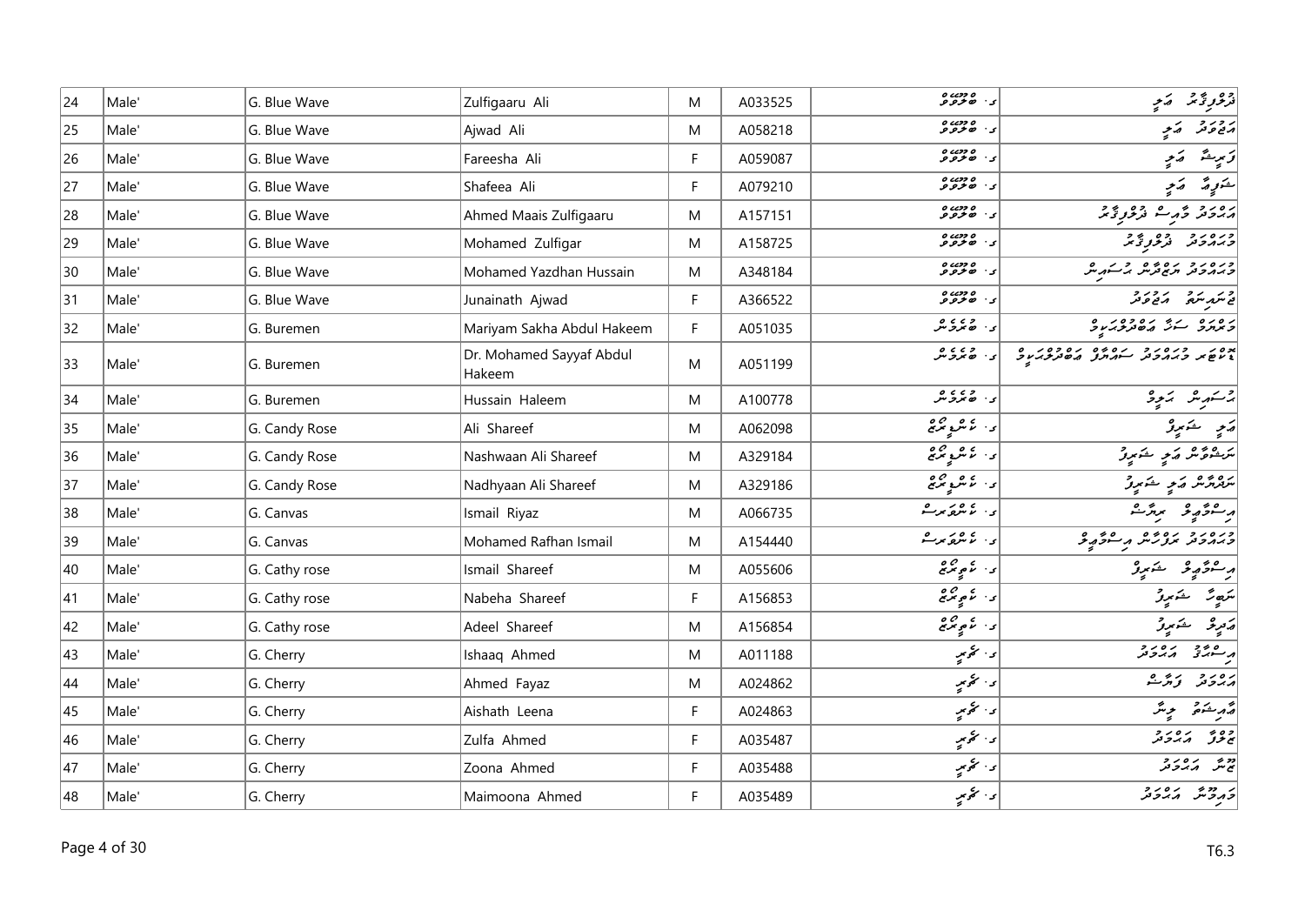| 24 | Male' | G. Blue Wave | Zulfigaaru Ali | M | A033525 | ގ. ބްލޫވޭވް | ޒުލްފިގާރު އަލި |
|---|---|---|---|---|---|---|---|
| 25 | Male' | G. Blue Wave | Ajwad Ali | M | A058218 | ގ. ބްލޫވޭވް | އަޖްވަދު އަލި |
| 26 | Male' | G. Blue Wave | Fareesha Ali | F | A059087 | ގ. ބްލޫވޭވް | ފަރީޝާ އަލި |
| 27 | Male' | G. Blue Wave | Shafeea Ali | F | A079210 | ގ. ބްލޫވޭވް | ޝަފީޢާ އަލި |
| 28 | Male' | G. Blue Wave | Ahmed Maais Zulfigaaru | M | A157151 | ގ. ބްލޫވޭވް | އަޙްމަދު މާއިސް ޒުލްފިގާރު |
| 29 | Male' | G. Blue Wave | Mohamed Zulfigar | M | A158725 | ގ. ބްލޫވޭވް | މުޙައްމަދު ޒުލްފިގާރު |
| 30 | Male' | G. Blue Wave | Mohamed Yazdhan Hussain | M | A348184 | ގ. ބްލޫވޭވް | މުޙައްމަދު ޔަޒްދާން ޙުސައިން |
| 31 | Male' | G. Blue Wave | Junainath Ajwad | F | A366522 | ގ. ބްލޫވޭވް | ޖުނައިނަތު އަޖްވަދު |
| 32 | Male' | G. Buremen | Mariyam Sakha Abdul Hakeem | F | A051035 | ގ. ބުރެމެން | މަރިޔަމް ސަޚާ އަބްދުލްޙަކީމް |
| 33 | Male' | G. Buremen | Dr. Mohamed Sayyaf Abdul Hakeem | M | A051199 | ގ. ބުރެމެން | ޑޮކްޓަރ މުޙައްމަދު ސައްޔާފް އަބްދުލްޙަކީމް |
| 34 | Male' | G. Buremen | Hussain Haleem | M | A100778 | ގ. ބުރެމެން | ޙުސައިން ޙަލީމް |
| 35 | Male' | G. Candy Rose | Ali Shareef | M | A062098 | ގ. ކެންޑީރޯޒް | އަލި ޝަރީފް |
| 36 | Male' | G. Candy Rose | Nashwaan Ali Shareef | M | A329184 | ގ. ކެންޑީރޯޒް | ނަޝްވާން އަލި ޝަރީފް |
| 37 | Male' | G. Candy Rose | Nadhyaan Ali Shareef | M | A329186 | ގ. ކެންޑީރޯޒް | ނަދްޔާން އަލި ޝަރީފް |
| 38 | Male' | G. Canvas | Ismail Riyaz | M | A066735 | ގ. ކެންވަސް | އިސްމާޢީލް ރިޔާޒް |
| 39 | Male' | G. Canvas | Mohamed Rafhan Ismail | M | A154440 | ގ. ކެންވަސް | މުޙައްމަދު ރަފްހާން އިސްމާޢީލް |
| 40 | Male' | G. Cathy rose | Ismail Shareef | M | A055606 | ގ. ކެތީރޯޒް | އިސްމާޢީލް ޝަރީފް |
| 41 | Male' | G. Cathy rose | Nabeha Shareef | F | A156853 | ގ. ކެތީރޯޒް | ނަބީހާ ޝަރީފް |
| 42 | Male' | G. Cathy rose | Adeel Shareef | M | A156854 | ގ. ކެތީރޯޒް | އަދީލް ޝަރީފް |
| 43 | Male' | G. Cherry | Ishaaq Ahmed | M | A011188 | ގ. ޗެރީ | އިސްޙާޤު އަޙްމަދު |
| 44 | Male' | G. Cherry | Ahmed Fayaz | M | A024862 | ގ. ޗެރީ | އަޙްމަދު ފައްޔާޒް |
| 45 | Male' | G. Cherry | Aishath Leena | F | A024863 | ގ. ޗެރީ | އާއިޝަތު ލީނާ |
| 46 | Male' | G. Cherry | Zulfa Ahmed | F | A035487 | ގ. ޗެރީ | ޒުލްފާ އަޙްމަދު |
| 47 | Male' | G. Cherry | Zoona Ahmed | F | A035488 | ގ. ޗެރީ | ޒޫނާ އަޙްމަދު |
| 48 | Male' | G. Cherry | Maimoona Ahmed | F | A035489 | ގ. ޗެރީ | މައިމޫނާ އަޙްމަދު |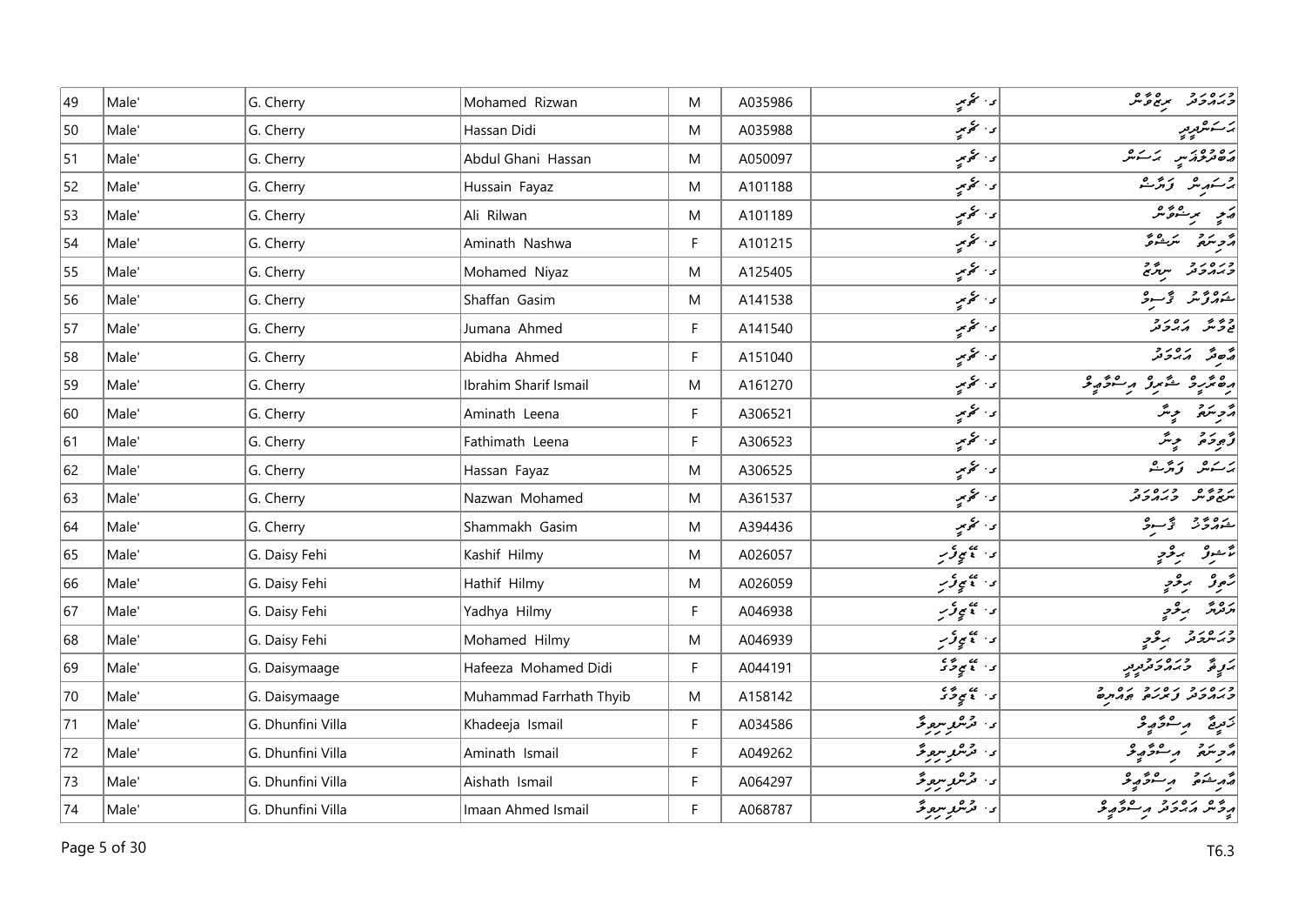| 49 | Male' | G. Cherry | Mohamed Rizwan | M | A035986 | ގ. ޗެރީ | މުޙައްމަދު ރިޒްވާން |
|---|---|---|---|---|---|---|---|
| 50 | Male' | G. Cherry | Hassan Didi | M | A035988 | ގ. ޗެރީ | ހަސަންދީދީ |
| 51 | Male' | G. Cherry | Abdul Ghani Hassan | M | A050097 | ގ. ޗެރީ | އަބްދުލްޣަނީ ހަސަން |
| 52 | Male' | G. Cherry | Hussain Fayaz | M | A101188 | ގ. ޗެރީ | ހުސައިން ފައްޔާޒް |
| 53 | Male' | G. Cherry | Ali Rilwan | M | A101189 | ގ. ޗެރީ | އަލި ރިލްވާން |
| 54 | Male' | G. Cherry | Aminath Nashwa | F | A101215 | ގ. ޗެރީ | އާމިނަތު ނަޝްވާ |
| 55 | Male' | G. Cherry | Mohamed Niyaz | M | A125405 | ގ. ޗެރީ | މުޙައްމަދު ނިޔާޒް |
| 56 | Male' | G. Cherry | Shaffan Gasim | M | A141538 | ގ. ޗެރީ | ޝައްފާން ޤާސިމް |
| 57 | Male' | G. Cherry | Jumana Ahmed | F | A141540 | ގ. ޗެރީ | ޖުމާނާ އަޙްމަދު |
| 58 | Male' | G. Cherry | Abidha Ahmed | F | A151040 | ގ. ޗެރީ | އާބިދާ އަޙްމަދު |
| 59 | Male' | G. Cherry | Ibrahim Sharif Ismail | M | A161270 | ގ. ޗެރީ | އިބްރާހީމް ޝާރިފް އިސްމާޢީލް |
| 60 | Male' | G. Cherry | Aminath Leena | F | A306521 | ގ. ޗެރީ | އާމިނަތު ލީނާ |
| 61 | Male' | G. Cherry | Fathimath Leena | F | A306523 | ގ. ޗެރީ | ފާތިމަތު ލީނާ |
| 62 | Male' | G. Cherry | Hassan Fayaz | M | A306525 | ގ. ޗެރީ | ހަސަން ފައްޔާޒް |
| 63 | Male' | G. Cherry | Nazwan Mohamed | M | A361537 | ގ. ޗެރީ | ނަޒްވާން މުޙައްމަދު |
| 64 | Male' | G. Cherry | Shammakh Gasim | M | A394436 | ގ. ޗެރީ | ޝައްމާޚު ޤާސިމް |
| 65 | Male' | G. Daisy Fehi | Kashif Hilmy | M | A026057 | ގ. ޑޭޒީފެހި | ކާޝިފް ހިލްމީ |
| 66 | Male' | G. Daisy Fehi | Hathif Hilmy | M | A026059 | ގ. ޑޭޒީފެހި | ހާތިފް ހިލްމީ |
| 67 | Male' | G. Daisy Fehi | Yadhya Hilmy | F | A046938 | ގ. ޑޭޒީފެހި | ޔަދްޔާ ހިލްމީ |
| 68 | Male' | G. Daisy Fehi | Mohamed Hilmy | M | A046939 | ގ. ޑޭޒީފެހި | މުހަންމަދު ހިލްމީ |
| 69 | Male' | G. Daisymaage | Hafeeza Mohamed Didi | F | A044191 | ގ. ޑޭޒީމާގެ | ހަފީޒާ މުޙައްމަދުދީދީ |
| 70 | Male' | G. Daisymaage | Muhammad Farrhath Thyib | M | A158142 | ގ. ޑޭޒީމާގެ | މުޙައްމަދު ފަރުޙަތު ޠައްޔިބު |
| 71 | Male' | G. Dhunfini Villa | Khadeeja Ismail | F | A034586 | ގ. ދުންފިނިވިލާ | ޚަދީޖާ އިސްމާޢީލް |
| 72 | Male' | G. Dhunfini Villa | Aminath Ismail | F | A049262 | ގ. ދުންފިނިވިލާ | އާމިނަތު އިސްމާޢީލް |
| 73 | Male' | G. Dhunfini Villa | Aishath Ismail | F | A064297 | ގ. ދުންފިނިވިލާ | ޢާއިޝަތު އިސްމާޢީލް |
| 74 | Male' | G. Dhunfini Villa | Imaan Ahmed Ismail | F | A068787 | ގ. ދުންފިނިވިލާ | އިމާން އަޙްމަދު އިސްމާޢީލް |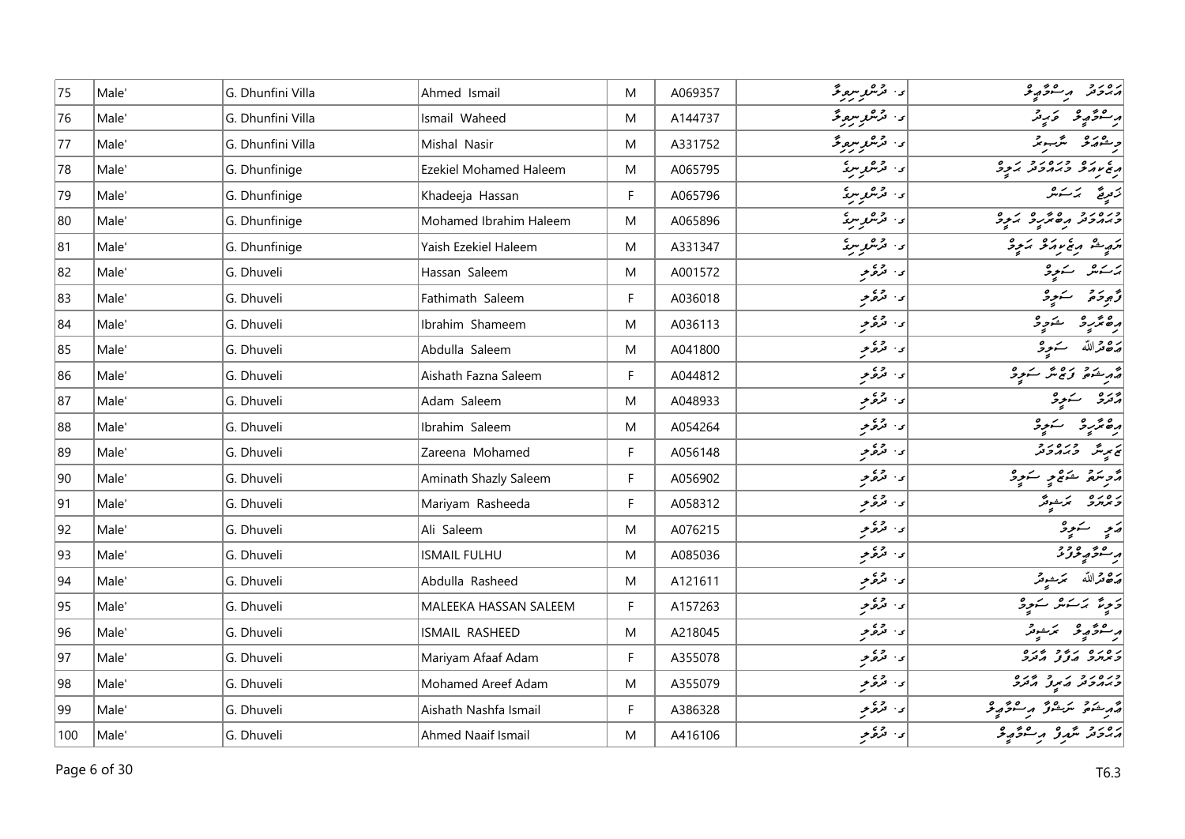| 75 | Male' | G. Dhunfini Villa | Ahmed Ismail | M | A069357 | ގ. ދުންފިނިވިލާ | އަހުމަދު އިސްމާޢީލް |
|---|---|---|---|---|---|---|---|
| 76 | Male' | G. Dhunfini Villa | Ismail Waheed | M | A144737 | ގ. ދުންފިނިވިލާ | އިސްމާޢީލް ވަޙީދު |
| 77 | Male' | G. Dhunfini Villa | Mishal Nasir | M | A331752 | ގ. ދުންފިނިވިލާ | މިޝްޢަލް ނާސިރު |
| 78 | Male' | G. Dhunfinige | Ezekiel Mohamed Haleem | M | A065795 | ގ. ދުންފިނިގެ | އިޒެކިއަލް މުޙައްމަދު ޙަލީމް |
| 79 | Male' | G. Dhunfinige | Khadeeja Hassan | F | A065796 | ގ. ދުންފިނިގެ | ޚަދީޖާ ޙަސަން |
| 80 | Male' | G. Dhunfinige | Mohamed Ibrahim Haleem | M | A065896 | ގ. ދުންފިނިގެ | މުޙައްމަދު އިބްރާހީމް ޙަލީމް |
| 81 | Male' | G. Dhunfinige | Yaish Ezekiel Haleem | M | A331347 | ގ. ދުންފިނިގެ | ޔައިޝް އިޒެކިއަލް ޙަލީމް |
| 82 | Male' | G. Dhuveli | Hassan Saleem | M | A001572 | ގ. ދުވެލި | ޙަސަން ސަލީމް |
| 83 | Male' | G. Dhuveli | Fathimath Saleem | F | A036018 | ގ. ދުވެލި | ފާތިމަތު ސަލީމް |
| 84 | Male' | G. Dhuveli | Ibrahim Shameem | M | A036113 | ގ. ދުވެލި | އިބްރާހީމް ޝަމީމް |
| 85 | Male' | G. Dhuveli | Abdulla Saleem | M | A041800 | ގ. ދުވެލި | އަބްދުاللهް ސަލީމް |
| 86 | Male' | G. Dhuveli | Aishath Fazna Saleem | F | A044812 | ގ. ދުވެލި | އާއިޝަތު ފަޒްނާ ސަލީމް |
| 87 | Male' | G. Dhuveli | Adam Saleem | M | A048933 | ގ. ދުވެލި | އާދަމް ސަލީމް |
| 88 | Male' | G. Dhuveli | Ibrahim Saleem | M | A054264 | ގ. ދުވެލި | އިބްރާހީމް ސަލީމް |
| 89 | Male' | G. Dhuveli | Zareena Mohamed | F | A056148 | ގ. ދުވެލި | ޒަރީނާ މުޙައްމަދު |
| 90 | Male' | G. Dhuveli | Aminath Shazly Saleem | F | A056902 | ގ. ދުވެލި | އާމިނަތު ޝަޒްލީ ސަލީމް |
| 91 | Male' | G. Dhuveli | Mariyam Rasheeda | F | A058312 | ގ. ދުވެލި | މަރިޔަމް ރަޝީދާ |
| 92 | Male' | G. Dhuveli | Ali Saleem | M | A076215 | ގ. ދުވެލި | އަލި ސަލީމް |
| 93 | Male' | G. Dhuveli | ISMAIL FULHU | M | A085036 | ގ. ދުވެލި | އިސްމާޢީލްފުޅު |
| 94 | Male' | G. Dhuveli | Abdulla Rasheed | M | A121611 | ގ. ދުވެލި | އަބްދުاللهް ރަޝީދު |
| 95 | Male' | G. Dhuveli | MALEEKA HASSAN SALEEM | F | A157263 | ގ. ދުވެލި | މަލީކާ ޙަސަން ސަލީމް |
| 96 | Male' | G. Dhuveli | ISMAIL RASHEED | M | A218045 | ގ. ދުވެލި | އިސްމާޢީލް ރަޝީދު |
| 97 | Male' | G. Dhuveli | Mariyam Afaaf Adam | F | A355078 | ގ. ދުވެލި | މަރިޔަމް އަފާފު އާދަމް |
| 98 | Male' | G. Dhuveli | Mohamed Areef Adam | M | A355079 | ގ. ދުވެލި | މުޙައްމަދު އަރީފު އާދަމް |
| 99 | Male' | G. Dhuveli | Aishath Nashfa Ismail | F | A386328 | ގ. ދުވެލި | އާއިޝަތު ނަޝްފާ އިސްމާޢީލް |
| 100 | Male' | G. Dhuveli | Ahmed Naaif Ismail | M | A416106 | ގ. ދުވެލި | އަހުމަދު ނާއިފް އިސްމާޢީލް |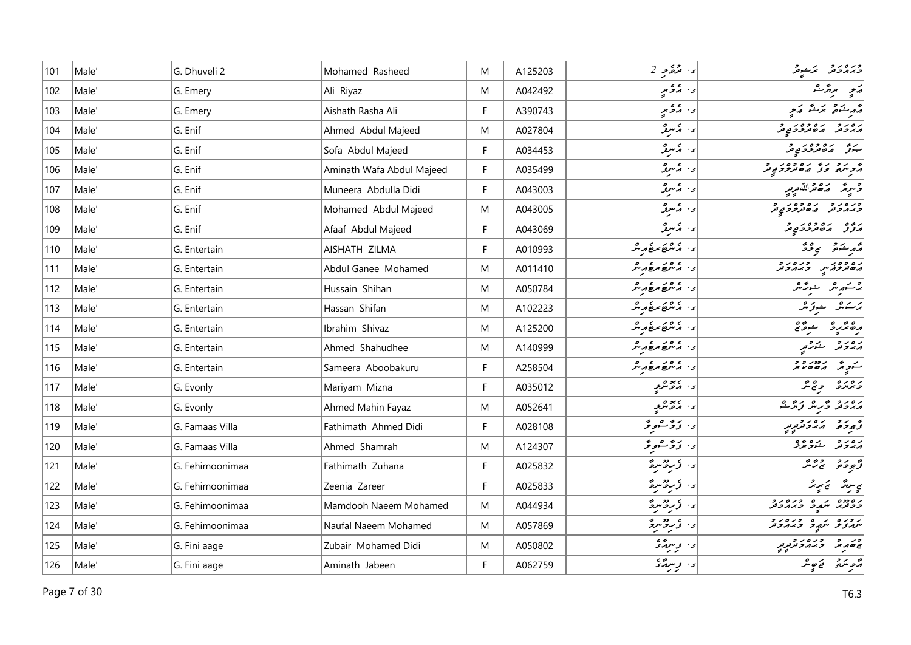| 101 | Male' | G. Dhuveli 2 | Mohamed Rasheed | M | A125203 | ގ. ދުވެލި 2 | މުހައްމަދު ރަޝީދު |
|---|---|---|---|---|---|---|---|
| 102 | Male' | G. Emery | Ali Riyaz | M | A042492 | ގ. އެމެރީ | ޢަލީ ރިޔާޒު |
| 103 | Male' | G. Emery | Aishath Rasha Ali | F | A390743 | ގ. އެމެރީ | އާއިޝަތު ރަޝާ ޢަލީ |
| 104 | Male' | G. Enif | Ahmed Abdul Majeed | M | A027804 | ގ. އެނިފް | އަޙްމަދު ޢަބްދުލްމަޖީދު |
| 105 | Male' | G. Enif | Sofa Abdul Majeed | F | A034453 | ގ. އެނިފް | ސޮފާ ޢަބްދުލްމަޖީދު |
| 106 | Male' | G. Enif | Aminath Wafa Abdul Majeed | F | A035499 | ގ. އެނިފް | އާމިނަތު ވަފާ ޢަބްދުލްމަޖީދު |
| 107 | Male' | G. Enif | Muneera Abdulla Didi | F | A043003 | ގ. އެނިފް | މުނީރާ ޢަބްދުﷲދީދީ |
| 108 | Male' | G. Enif | Mohamed Abdul Majeed | M | A043005 | ގ. އެނިފް | މުޙައްމަދު ޢަބްދުލްމަޖީދު |
| 109 | Male' | G. Enif | Afaaf Abdul Majeed | F | A043069 | ގ. އެނިފް | ޢަފާފް ޢަބްދުލްމަޖީދު |
| 110 | Male' | G. Entertain | AISHATH ZILMA | F | A010993 | ގ. އެންޓަރޓެއިން | އާއިޝަތު ޒިލްމާ |
| 111 | Male' | G. Entertain | Abdul Ganee Mohamed | M | A011410 | ގ. އެންޓަރޓެއިން | ޢަބްދުލްޣަނީ މުޙައްމަދު |
| 112 | Male' | G. Entertain | Hussain Shihan | M | A050784 | ގ. އެންޓަރޓެއިން | ޙުސައިން ޝިހާން |
| 113 | Male' | G. Entertain | Hassan Shifan | M | A102223 | ގ. އެންޓަރޓެއިން | ޙަސަން ޝިފާން |
| 114 | Male' | G. Entertain | Ibrahim Shivaz | M | A125200 | ގ. އެންޓަރޓެއިން | އިބްރާހިމް ޝިވާޒް |
| 115 | Male' | G. Entertain | Ahmed Shahudhee | M | A140999 | ގ. އެންޓަރޓެއިން | އަޙްމަދު ޝަހުދީ |
| 116 | Male' | G. Entertain | Sameera Aboobakuru | F | A258504 | ގ. އެންޓަރޓެއިން | ސަމީރާ އަބޫބަކުރު |
| 117 | Male' | G. Evonly | Mariyam Mizna | F | A035012 | ގ. އީވޯންލީ | މަރިޔަމް މިޒްނާ |
| 118 | Male' | G. Evonly | Ahmed Mahin Fayaz | M | A052641 | ގ. އީވޯންލީ | އަޙްމަދު މާހިން ފައްޔާޒް |
| 119 | Male' | G. Famaas Villa | Fathimath Ahmed Didi | F | A028108 | ގ. ފަމާސްވިލާ | ފާތިމަތު އަޙްމަދުދީދީ |
| 120 | Male' | G. Famaas Villa | Ahmed Shamrah | M | A124307 | ގ. ފަމާސްވިލާ | އަޙްމަދު ޝަމްރާހް |
| 121 | Male' | G. Fehimoonimaa | Fathimath Zuhana | F | A025832 | ގ. ފެހިމޫނިމާ | ފާތިމަތު ޒުހާނާ |
| 122 | Male' | G. Fehimoonimaa | Zeenia Zareer | F | A025833 | ގ. ފެހިމޫނިމާ | ޒީނިއާ ޒަރީރު |
| 123 | Male' | G. Fehimoonimaa | Mamdooh Naeem Mohamed | M | A044934 | ގ. ފެހިމޫނިމާ | މަމްދޫޙް ނަޢީމް މުޙައްމަދު |
| 124 | Male' | G. Fehimoonimaa | Naufal Naeem Mohamed | M | A057869 | ގ. ފެހިމޫނިމާ | ނައުފަލް ނަޢީމް މުޙައްމަދު |
| 125 | Male' | G. Fini aage | Zubair Mohamed Didi | M | A050802 | ގ. ފިނިއާގެ | ޒުބައިރު މުޙައްމަދުދީދީ |
| 126 | Male' | G. Fini aage | Aminath Jabeen | F | A062759 | ގ. ފިނިއާގެ | އާމިނަތު ޖަބީން |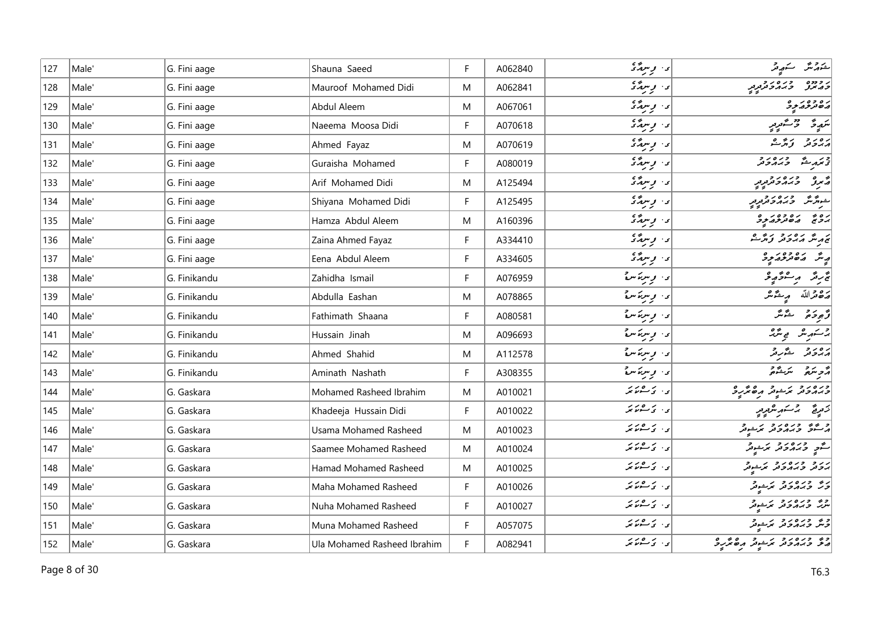| 127 | Male' | G. Fini aage | Shauna Saeed | F | A062840 | ގ. ފިނިއާގެ | ޝައުނާ ސަޢީދު |
|---|---|---|---|---|---|---|---|
| 128 | Male' | G. Fini aage | Mauroof Mohamed Didi | M | A062841 | ގ. ފިނިއާގެ | މައުރޫފް މުޙައްމަދުދީދީ |
| 129 | Male' | G. Fini aage | Abdul Aleem | M | A067061 | ގ. ފިނިއާގެ | އަބްދުލްޢަލީމް |
| 130 | Male' | G. Fini aage | Naeema Moosa Didi | F | A070618 | ގ. ފިނިއާގެ | ނައީމާ މޫސާދީދީ |
| 131 | Male' | G. Fini aage | Ahmed Fayaz | M | A070619 | ގ. ފިނިއާގެ | އަޙްމަދު ފައްޔާޟް |
| 132 | Male' | G. Fini aage | Guraisha Mohamed | F | A080019 | ގ. ފިނިއާގެ | ގުރައިޝާ މުޙައްމަދު |
| 133 | Male' | G. Fini aage | Arif Mohamed Didi | M | A125494 | ގ. ފިނިއާގެ | އާރިފް މުޙައްމަދުދީދީ |
| 134 | Male' | G. Fini aage | Shiyana Mohamed Didi | F | A125495 | ގ. ފިނިއާގެ | ޝިޔާނާ މުޙައްމަދުދީދީ |
| 135 | Male' | G. Fini aage | Hamza Abdul Aleem | M | A160396 | ގ. ފިނިއާގެ | ހަމްޒާ އަބްދުލްޢަލީމް |
| 136 | Male' | G. Fini aage | Zaina Ahmed Fayaz | F | A334410 | ގ. ފިނިއާގެ | ޒައިނާ އަޙްމަދު ފައްޔާޟް |
| 137 | Male' | G. Fini aage | Eena Abdul Aleem | F | A334605 | ގ. ފިނިއާގެ | އީނާ އަބްދުލްޢަލީމް |
| 138 | Male' | G. Finikandu | Zahidha Ismail | F | A076959 | ގ. ފިނިކަނދު | ޒާހިދާ އިސްމާޢީލް |
| 139 | Male' | G. Finikandu | Abdulla Eashan | M | A078865 | ގ. ފިނިކަނދު | އަބްދުﷲ އީޝާން |
| 140 | Male' | G. Finikandu | Fathimath Shaana | F | A080581 | ގ. ފިނިކަނދު | ފާތިމަތު ޝާނާ |
| 141 | Male' | G. Finikandu | Hussain Jinah | M | A096693 | ގ. ފިނިކަނދު | ހުސައިން ޖިނާހް |
| 142 | Male' | G. Finikandu | Ahmed Shahid | M | A112578 | ގ. ފިނިކަނދު | އަޙްމަދު ޝާހިދު |
| 143 | Male' | G. Finikandu | Aminath Nashath | F | A308355 | ގ. ފިނިކަނދު | އާމިނަތު ނަޝާތު |
| 144 | Male' | G. Gaskara | Mohamed Rasheed Ibrahim | M | A010021 | ގ. ގަސްކަރަ | މުޙައްމަދު ރަޝީދު އިބްރާހީމް |
| 145 | Male' | G. Gaskara | Khadeeja Hussain Didi | F | A010022 | ގ. ގަސްކަރަ | ޚަދީޖާ ހުސައިންދީދީ |
| 146 | Male' | G. Gaskara | Usama Mohamed Rasheed | M | A010023 | ގ. ގަސްކަރަ | އުސާމާ މުޙައްމަދު ރަޝީދު |
| 147 | Male' | G. Gaskara | Saamee Mohamed Rasheed | M | A010024 | ގ. ގަސްކަރަ | ސާމީ މުޙައްމަދު ރަޝީދު |
| 148 | Male' | G. Gaskara | Hamad Mohamed Rasheed | M | A010025 | ގ. ގަސްކަރަ | ހަމަދު މުޙައްމަދު ރަޝީދު |
| 149 | Male' | G. Gaskara | Maha Mohamed Rasheed | F | A010026 | ގ. ގަސްކަރަ | މަހާ މުޙައްމަދު ރަޝީދު |
| 150 | Male' | G. Gaskara | Nuha Mohamed Rasheed | F | A010027 | ގ. ގަސްކަރަ | ނުހާ މުޙައްމަދު ރަޝީދު |
| 151 | Male' | G. Gaskara | Muna Mohamed Rasheed | F | A057075 | ގ. ގަސްކަރަ | މުނާ މުޙައްމަދު ރަޝީދު |
| 152 | Male' | G. Gaskara | Ula Mohamed Rasheed Ibrahim | F | A082941 | ގ. ގަސްކަރަ | އުލާ މުޙައްމަދު ރަޝީދު އިބްރާހީމް |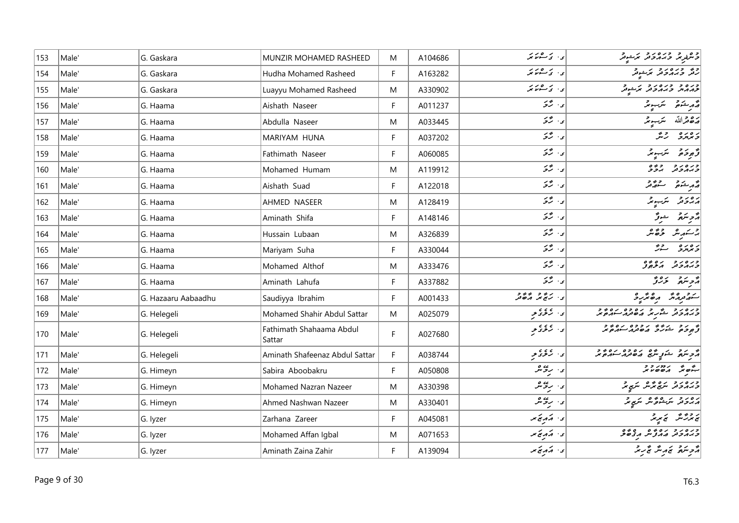| 153 | Male' | G. Gaskara | MUNZIR MOHAMED RASHEED | M | A104686 | ގ. ގަސްކަރަ | މުންޒިރު މުޙައްމަދު ރަޝީދު |
|---|---|---|---|---|---|---|---|
| 154 | Male' | G. Gaskara | Hudha Mohamed Rasheed | F | A163282 | ގ. ގަސްކަރަ | ހުދާ މުޙައްމަދު ރަޝީދު |
| 155 | Male' | G. Gaskara | Luayyu Mohamed Rasheed | M | A330902 | ގ. ގަސްކަރަ | ލުއައްޔު މުޙައްމަދު ރަޝީދު |
| 156 | Male' | G. Haama | Aishath Naseer | F | A011237 | ގ. ހާމަ | އައިޝަތު ނަސީރު |
| 157 | Male' | G. Haama | Abdulla Naseer | M | A033445 | ގ. ހާމަ | އަބްދުﷲ ނަސީރު |
| 158 | Male' | G. Haama | MARIYAM HUNA | F | A037202 | ގ. ހާމަ | މަރިޔަމް ހުނާ |
| 159 | Male' | G. Haama | Fathimath Naseer | F | A060085 | ގ. ހާމަ | ފާތިމަތު ނަސީރު |
| 160 | Male' | G. Haama | Mohamed Humam | M | A119912 | ގ. ހާމަ | މުޙައްމަދު ހުމާމް |
| 161 | Male' | G. Haama | Aishath Suad | F | A122018 | ގ. ހާމަ | އައިޝަތު ސުއާދު |
| 162 | Male' | G. Haama | AHMED NASEER | M | A128419 | ގ. ހާމަ | އަޙްމަދު ނަސީރު |
| 163 | Male' | G. Haama | Aminath Shifa | F | A148146 | ގ. ހާމަ | އާމިނަތު ޝިފާ |
| 164 | Male' | G. Haama | Hussain Lubaan | M | A326839 | ގ. ހާމަ | ހުސައިން ލުބާން |
| 165 | Male' | G. Haama | Mariyam Suha | F | A330044 | ގ. ހާމަ | މަރިޔަމް ސުހާ |
| 166 | Male' | G. Haama | Mohamed Althof | M | A333476 | ގ. ހާމަ | މުޙައްމަދު އަލްޠޯފް |
| 167 | Male' | G. Haama | Aminath Lahufa | F | A337882 | ގ. ހާމަ | އާމިނަތު ލަހުފާ |
| 168 | Male' | G. Hazaaru Aabaadhu | Saudiyya Ibrahim | F | A001433 | ގ. ހަޒާރު އާބާދު | ސައުދިއްޔާ އިބްރާހިމް |
| 169 | Male' | G. Helegeli | Mohamed Shahir Abdul Sattar | M | A025079 | ގ. ހެލެގެލި | މުޙައްމަދު ޝާހިރު އަބްދުލްސައްތާރު |
| 170 | Male' | G. Helegeli | Fathimath Shahaama Abdul Sattar | F | A027680 | ގ. ހެލެގެލި | ފާތިމަތު ޝަހާމާ އަބްދުލްސައްތާރު |
| 171 | Male' | G. Helegeli | Aminath Shafeenaz Abdul Sattar | F | A038744 | ގ. ހެލެގެލި | އާމިނަތު ޝަފީނާޒް އަބްދުލްސައްތާރު |
| 172 | Male' | G. Himeyn | Sabira Aboobakru | F | A050808 | ގ. ހިމޭން | ސާބިރާ އަބޫބަކުރު |
| 173 | Male' | G. Himeyn | Mohamed Nazran Nazeer | M | A330398 | ގ. ހިމޭން | މުޙައްމަދު ނަޒްރާން ނަޒީރު |
| 174 | Male' | G. Himeyn | Ahmed Nashwan Nazeer | M | A330401 | ގ. ހިމޭން | އަޙްމަދު ނަޝްވާން ނަޒީރު |
| 175 | Male' | G. Iyzer | Zarhana Zareer | F | A045081 | ގ. އައިޒަރ | ޒަރުހާނާ ޒަރީރު |
| 176 | Male' | G. Iyzer | Mohamed Affan Igbal | M | A071653 | ގ. އައިޒަރ | މުޙައްމަދު އައްފާން އިގުބާލް |
| 177 | Male' | G. Iyzer | Aminath Zaina Zahir | F | A139094 | ގ. އައިޒަރ | އާމިނަތު ޒައިނާ ޒާހިރު |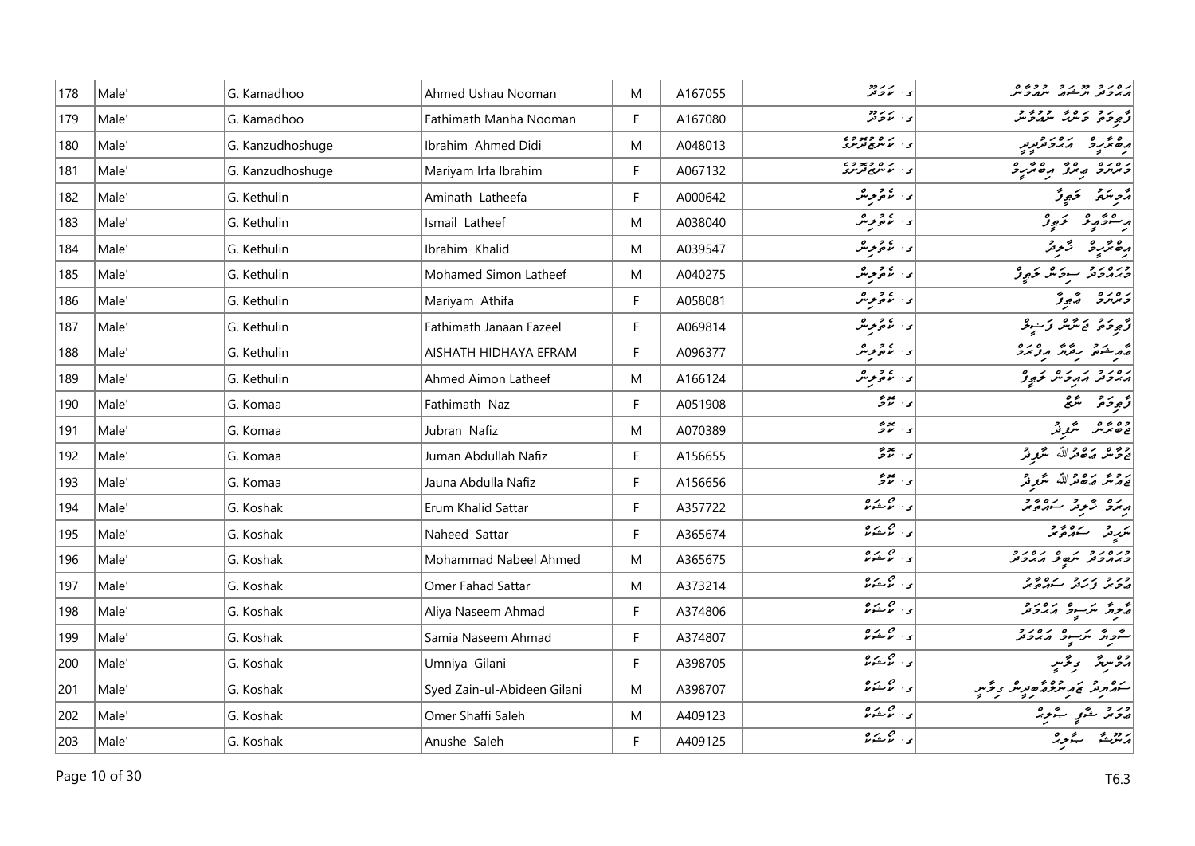| 178 | Male' | G. Kamadhoo | Ahmed Ushau Nooman | M | A167055 | ގ. ކަމަދޫ | އަޙްމަދު އުޝާއު ނުޢުމާން |
|---|---|---|---|---|---|---|---|
| 179 | Male' | G. Kamadhoo | Fathimath Manha Nooman | F | A167080 | ގ. ކަމަދޫ | ފާތިމަތު މަންހާ ނުޢުމާން |
| 180 | Male' | G. Kanzudhoshuge | Ibrahim Ahmed Didi | M | A048013 | ގ. ކަންޒުދޮށުގެ | އިބްރާހީމް އަޙްމަދުދީދީ |
| 181 | Male' | G. Kanzudhoshuge | Mariyam Irfa Ibrahim | F | A067132 | ގ. ކަންޒުދޮށުގެ | މަރިޔަމް އިރުފާ އިބްރާހީމް |
| 182 | Male' | G. Kethulin | Aminath Latheefa | F | A000642 | ގ. ކެތުލިން | އާމިނަތު ލަތީފާ |
| 183 | Male' | G. Kethulin | Ismail Latheef | M | A038040 | ގ. ކެތުލިން | އިސްމާޢީލް ލަތީފް |
| 184 | Male' | G. Kethulin | Ibrahim Khalid | M | A039547 | ގ. ކެތުލިން | އިބްރާހީމް ޚާލިދު |
| 185 | Male' | G. Kethulin | Mohamed Simon Latheef | M | A040275 | ގ. ކެތުލިން | މުޙައްމަދު ސިމަން ލަތީފް |
| 186 | Male' | G. Kethulin | Mariyam Athifa | F | A058081 | ގ. ކެތުލިން | މަރިޔަމް އާތިފާ |
| 187 | Male' | G. Kethulin | Fathimath Janaan Fazeel | F | A069814 | ގ. ކެތުލިން | ފާތިމަތު ޖަނާން ފަޟީލް |
| 188 | Male' | G. Kethulin | AISHATH HIDHAYA EFRAM | F | A096377 | ގ. ކެތުލިން | އާއިޝަތު ހިދާޔާ އިފްރަމް |
| 189 | Male' | G. Kethulin | Ahmed Aimon Latheef | M | A166124 | ގ. ކެތުލިން | އަޙްމަދު އައިމަން ލަތީފް |
| 190 | Male' | G. Komaa | Fathimath Naz | F | A051908 | ގ. ކޮމާ | ފާތިމަތު ނާޒް |
| 191 | Male' | G. Komaa | Jubran Nafiz | M | A070389 | ގ. ކޮމާ | ޖުބްރާން ނާފިޒު |
| 192 | Male' | G. Komaa | Juman Abdullah Nafiz | F | A156655 | ގ. ކޮމާ | ޖުމާން އަބްދުﷲ ނާފިޒު |
| 193 | Male' | G. Komaa | Jauna Abdulla Nafiz | F | A156656 | ގ. ކޮމާ | ޖައުނާ އަބްދުﷲ ނާފިޒު |
| 194 | Male' | G. Koshak | Erum Khalid Sattar | F | A357722 | ގ. ކޮޝަކް | އިރަމް ޚާލިދު ސައްތާރު |
| 195 | Male' | G. Koshak | Naheed Sattar | F | A365674 | ގ. ކޮޝަކް | ނަހީދު ސައްތާރު |
| 196 | Male' | G. Koshak | Mohammad Nabeel Ahmed | M | A365675 | ގ. ކޮޝަކް | މުޙައްމަދު ނަބީލް އަޙްމަދު |
| 197 | Male' | G. Koshak | Omer Fahad Sattar | M | A373214 | ގ. ކޮޝަކް | އުމަރު ފަހަދު ސައްތާރު |
| 198 | Male' | G. Koshak | Aliya Naseem Ahmad | F | A374806 | ގ. ކޮޝަކް | އާލިޔާ ނަސީމް އަޙްމަދު |
| 199 | Male' | G. Koshak | Samia Naseem Ahmad | F | A374807 | ގ. ކޮޝަކް | ސާމިޔާ ނަސީމް އަޙްމަދު |
| 200 | Male' | G. Koshak | Umniya Gilani | F | A398705 | ގ. ކޮޝަކް | އުމްނިޔާ ގިލާނީ |
| 201 | Male' | G. Koshak | Syed Zain-ul-Abideen Gilani | M | A398707 | ގ. ކޮޝަކް | ސައްޔިދު ޒައިނުލްއާބިދީން ގިލާނީ |
| 202 | Male' | G. Koshak | Omer Shaffi Saleh | M | A409123 | ގ. ކޮޝަކް | އުމަރު ޝާފީ ޞާލިޙް |
| 203 | Male' | G. Koshak | Anushe Saleh | F | A409125 | ގ. ކޮޝަކް | އަނުޝާ ޞާލިޙް |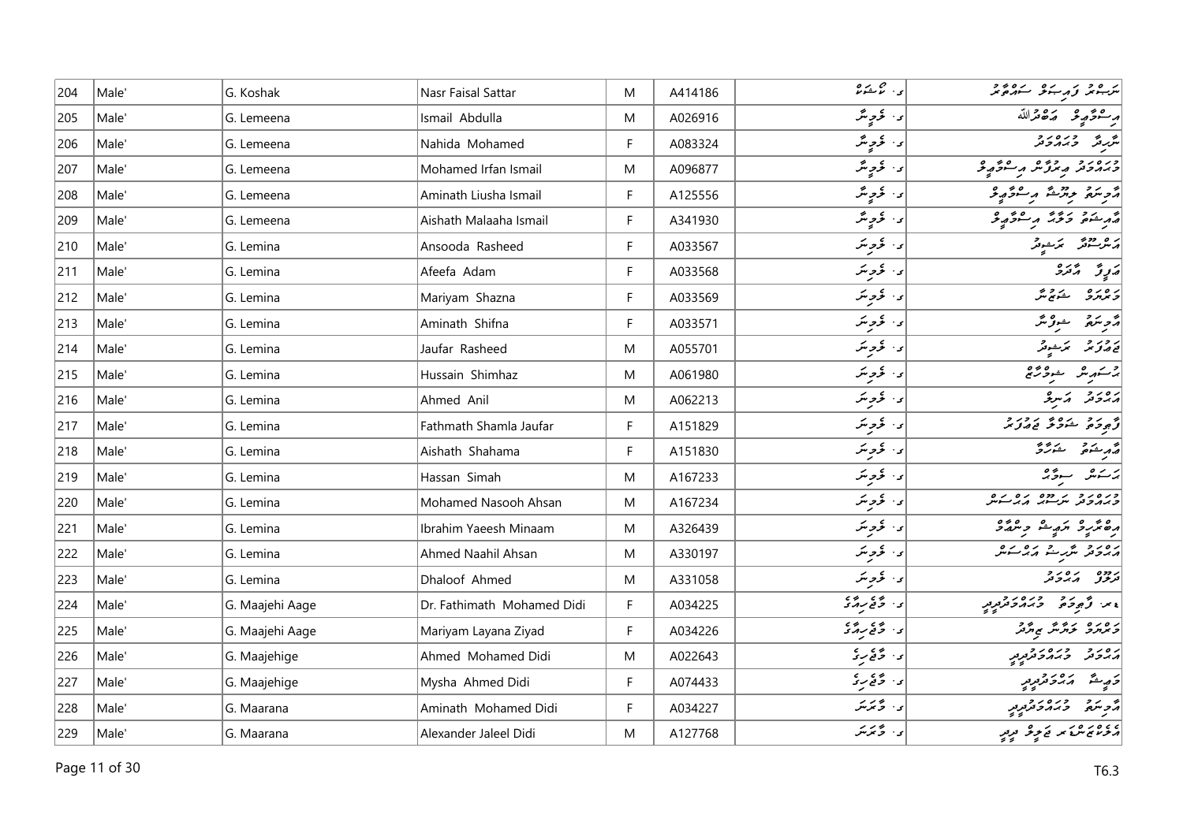| 204 | Male' | G. Koshak | Nasr Faisal Sattar | M | A414186 | ގ. ކޯޝަކް | ނަޞްރު ފައިސަލް ސައްތާރު |
|---|---|---|---|---|---|---|---|
| 205 | Male' | G. Lemeena | Ismail Abdulla | M | A026916 | ގ. ލެމީނާ | އިސްމާއިލް އަބްދުﷲ |
| 206 | Male' | G. Lemeena | Nahida Mohamed | F | A083324 | ގ. ލެމީނާ | ނާހިދާ މުޙައްމަދު |
| 207 | Male' | G. Lemeena | Mohamed Irfan Ismail | M | A096877 | ގ. ލެމީނާ | މުޙައްމަދު އިރްފާން އިސްމާއިލް |
| 208 | Male' | G. Lemeena | Aminath Liusha Ismail | F | A125556 | ގ. ލެމީނާ | އާމިނަތު ލިއުޝާ އިސްމާއިލް |
| 209 | Male' | G. Lemeena | Aishath Malaaha Ismail | F | A341930 | ގ. ލެމީނާ | އާއިޝަތު މަލާހާ އިސްމާއިލް |
| 210 | Male' | G. Lemina | Ansooda Rasheed | F | A033567 | ގ. ލެމިނަ | އަންސޫދާ ރަޝީދު |
| 211 | Male' | G. Lemina | Afeefa Adam | F | A033568 | ގ. ލެމިނަ | އަފީފާ އާދަމް |
| 212 | Male' | G. Lemina | Mariyam Shazna | F | A033569 | ގ. ލެމިނަ | މަރިޔަމް ޝަޒްނާ |
| 213 | Male' | G. Lemina | Aminath Shifna | F | A033571 | ގ. ލެމިނަ | އާމިނަތު ޝިފްނާ |
| 214 | Male' | G. Lemina | Jaufar Rasheed | M | A055701 | ގ. ލެމިނަ | ޖައުފަރު ރަޝީދު |
| 215 | Male' | G. Lemina | Hussain Shimhaz | M | A061980 | ގ. ލެމިނަ | ޙުސައިން ޝިމްހާޒް |
| 216 | Male' | G. Lemina | Ahmed Anil | M | A062213 | ގ. ލެމިނަ | އަޙްމަދު އަނިލް |
| 217 | Male' | G. Lemina | Fathmath Shamla Jaufar | F | A151829 | ގ. ލެމިނަ | ފާތިމަތު ޝަމްލާ ޖައުފަރު |
| 218 | Male' | G. Lemina | Aishath Shahama | F | A151830 | ގ. ލެމިނަ | އާއިޝަތު ޝަހާމާ |
| 219 | Male' | G. Lemina | Hassan Simah | M | A167233 | ގ. ލެމިނަ | ޙަސަން ސިމާހް |
| 220 | Male' | G. Lemina | Mohamed Nasooh Ahsan | M | A167234 | ގ. ލެމިނަ | މުޙައްމަދު ނަސޫޙް އަޙްސަން |
| 221 | Male' | G. Lemina | Ibrahim Yaeesh Minaam | M | A326439 | ގ. ލެމިނަ | އިބްރާހީމް ޔައީޝް މިނާމް |
| 222 | Male' | G. Lemina | Ahmed Naahil Ahsan | M | A330197 | ގ. ލެމިނަ | އަޙްމަދު ނާހިލް އަޙްސަން |
| 223 | Male' | G. Lemina | Dhaloof Ahmed | M | A331058 | ގ. ލެމިނަ | ދަލޫފް އަޙްމަދު |
| 224 | Male' | G. Maajehi Aage | Dr. Fathimath Mohamed Didi | F | A034225 | ގ. މާޖެހިއާގެ | ޑރ. ފާތިމަތު މުޙައްމަދުދީދީ |
| 225 | Male' | G. Maajehi Aage | Mariyam Layana Ziyad | F | A034226 | ގ. މާޖެހިއާގެ | މަރިޔަމް ލަޔާނާ ޒިޔާދު |
| 226 | Male' | G. Maajehige | Ahmed Mohamed Didi | M | A022643 | ގ. މާޖެހިގެ | އަޙްމަދު މުޙައްމަދުދީދީ |
| 227 | Male' | G. Maajehige | Mysha Ahmed Didi | F | A074433 | ގ. މާޖެހިގެ | މައިޝާ އަޙްމަދުދީދީ |
| 228 | Male' | G. Maarana | Aminath Mohamed Didi | F | A034227 | ގ. މާރަނަ | އާމިނަތު މުޙައްމަދުދީދީ |
| 229 | Male' | G. Maarana | Alexander Jaleel Didi | M | A127768 | ގ. މާރަނަ | އެލެގްޒެންޑަރ ޖަލީލް ދީދީ |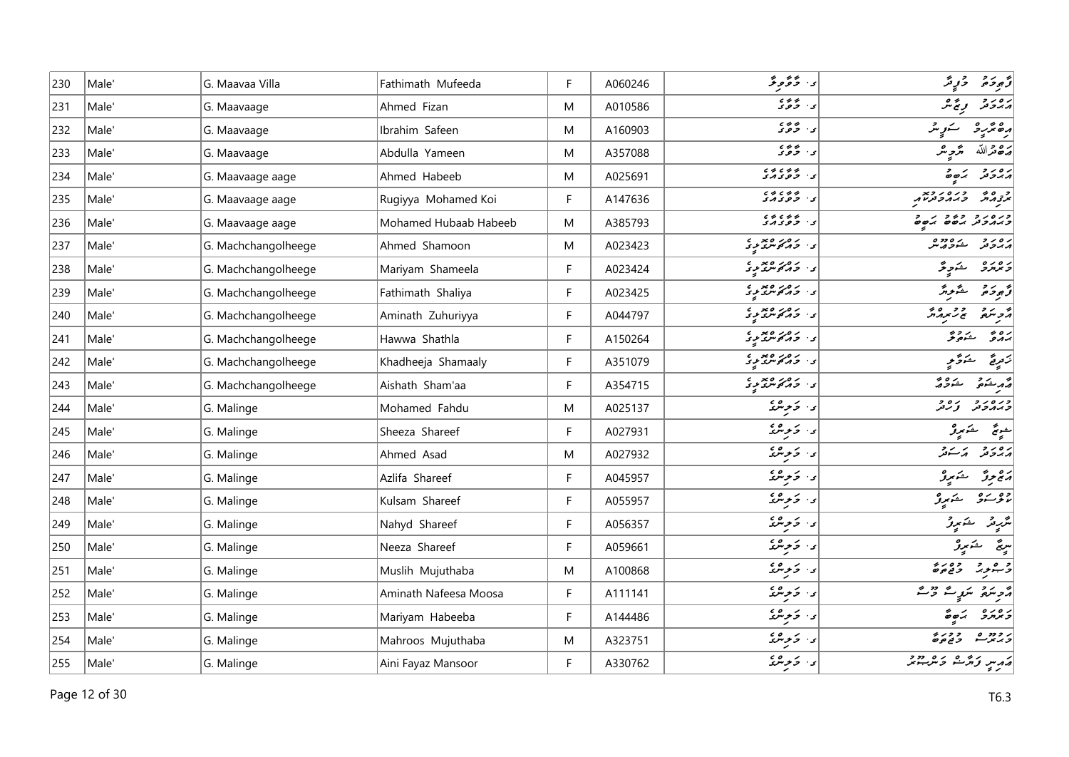| 230 | Male' | G. Maavaa Villa | Fathimath Mufeeda | F | A060246 | ގ. މާވާވިލާ | ފާތިމަތު މުފީދާ |
|---|---|---|---|---|---|---|---|
| 231 | Male' | G. Maavaage | Ahmed Fizan | M | A010586 | ގ. މާވާގެ | އަޙްމަދު ފިޒާން |
| 232 | Male' | G. Maavaage | Ibrahim Safeen | M | A160903 | ގ. މާވާގެ | އިބްރާހީމް ސަފީން |
| 233 | Male' | G. Maavaage | Abdulla Yameen | M | A357088 | ގ. މާވާގެ | އަބްދުﷲ יާމީން |
| 234 | Male' | G. Maavaage aage | Ahmed Habeeb | M | A025691 | ގ. މާވާގެއާގެ | އަޙްމަދު ހަބީބު |
| 235 | Male' | G. Maavaage aage | Rugiyya Mohamed Koi | F | A147636 | ގ. މާވާގެއާގެ | ރުގިއްޔާ މުޙައްމަދުކޮއި |
| 236 | Male' | G. Maavaage aage | Mohamed Hubaab Habeeb | M | A385793 | ގ. މާވާގެއާގެ | މުޙައްމަދު ހުބާބު ހަބީބު |
| 237 | Male' | G. Machchangolheege | Ahmed Shamoon | M | A023423 | ގ. މައްޗަންގޮޅީގެ | އަޙްމަދު ޝަމޫން |
| 238 | Male' | G. Machchangolheege | Mariyam Shameela | F | A023424 | ގ. މައްޗަންގޮޅީގެ | މަރިޔަމް ޝަމީލާ |
| 239 | Male' | G. Machchangolheege | Fathimath Shaliya | F | A023425 | ގ. މައްޗަންގޮޅީގެ | ފާތިމަތު ޝާލިޔާ |
| 240 | Male' | G. Machchangolheege | Aminath Zuhuriyya | F | A044797 | ގ. މައްޗަންގޮޅީގެ | އާމިނަތު ޒުހުރިއްޔާ |
| 241 | Male' | G. Machchangolheege | Hawwa Shathla | F | A150264 | ގ. މައްޗަންގޮޅީގެ | ހައްވާ ޝަތުލާ |
| 242 | Male' | G. Machchangolheege | Khadheeja Shamaaly | F | A351079 | ގ. މައްޗަންގޮޅީގެ | ޚަދީޖާ ޝަމާލީ |
| 243 | Male' | G. Machchangolheege | Aishath Sham'aa | F | A354715 | ގ. މައްޗަންގޮޅީގެ | އައިޝަތު ޝަމްޢާ |
| 244 | Male' | G. Malinge | Mohamed Fahdu | M | A025137 | ގ. މަލިންގެ | މުޙައްމަދު ފަހުދު |
| 245 | Male' | G. Malinge | Sheeza Shareef | F | A027931 | ގ. މަލިންގެ | ޝީޒާ ޝަރީފު |
| 246 | Male' | G. Malinge | Ahmed Asad | M | A027932 | ގ. މަލިންގެ | އަޙްމަދު އަސަދު |
| 247 | Male' | G. Malinge | Azlifa Shareef | F | A045957 | ގ. މަލިންގެ | އަޒްލިފާ ޝަރީފު |
| 248 | Male' | G. Malinge | Kulsam Shareef | F | A055957 | ގ. މަލިންގެ | ކުލްސަމް ޝަރީފު |
| 249 | Male' | G. Malinge | Nahyd Shareef | F | A056357 | ގ. މަލިންގެ | ނާހިދު ޝަރީފު |
| 250 | Male' | G. Malinge | Neeza Shareef | F | A059661 | ގ. މަލިންގެ | ނީޒާ ޝަރީފު |
| 251 | Male' | G. Malinge | Muslih Mujuthaba | M | A100868 | ގ. މަލިންގެ | މުސްލިހު މުޖުތަބާ |
| 252 | Male' | G. Malinge | Aminath Nafeesa Moosa | F | A111141 | ގ. މަލިންގެ | އާމިނަތު ނަފީސާ މޫސާ |
| 253 | Male' | G. Malinge | Mariyam Habeeba | F | A144486 | ގ. މަލިންގެ | މަރިޔަމް ހަބީބާ |
| 254 | Male' | G. Malinge | Mahroos Mujuthaba | M | A323751 | ގ. މަލިންގެ | މަޙްރޫސް މުޖުތަބާ |
| 255 | Male' | G. Malinge | Aini Fayaz Mansoor | F | A330762 | ގ. މަލިންގެ | އައިނީ ފައްޔާޒް މަންސޫރު |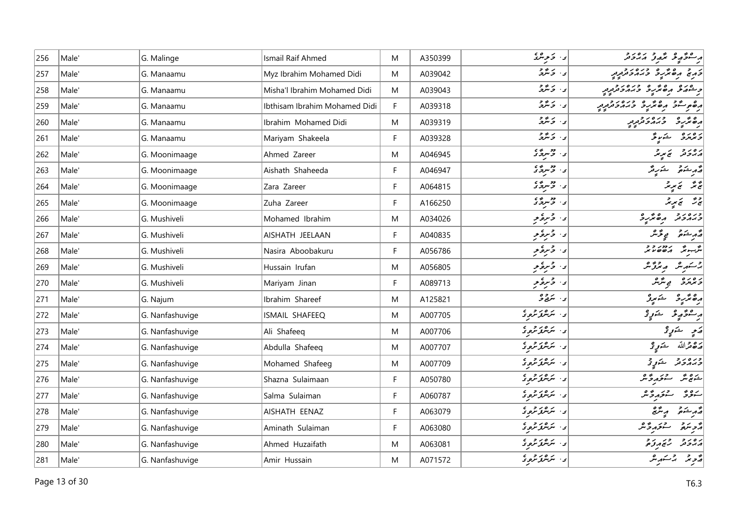| 256 | Male' | G. Malinge | Ismail Raif Ahmed | M | A350399 | ގ. މަލިންގެ | އިސްމާޢީލް ރާއިފް އަޙްމަދު |
|---|---|---|---|---|---|---|---|
| 257 | Male' | G. Manaamu | Myz Ibrahim Mohamed Didi | M | A039042 | ގ. މަނާމު | މައިޒް އިބްރާހީމް މުޙައްމަދުދީދީ |
| 258 | Male' | G. Manaamu | Misha'l Ibrahim Mohamed Didi | M | A039043 | ގ. މަނާމު | މިޝްޢަލް އިބްރާހީމް މުޙައްމަދުދީދީ |
| 259 | Male' | G. Manaamu | Ibthisam Ibrahim Mohamed Didi | F | A039318 | ގ. މަނާމު | އިބްތިސާމް އިބްރާހީމް މުޙައްމަދުދީދީ |
| 260 | Male' | G. Manaamu | Ibrahim Mohamed Didi | M | A039319 | ގ. މަނާމު | އިބްރާހީމް މުޙައްމަދުދީދީ |
| 261 | Male' | G. Manaamu | Mariyam Shakeela | F | A039328 | ގ. މަނާމު | މަރިޔަމް ޝަކީލާ |
| 262 | Male' | G. Moonimaage | Ahmed Zareer | M | A046945 | ގ. މޫނިމާގެ | އަޙްމަދު ޒަރީރު |
| 263 | Male' | G. Moonimaage | Aishath Shaheeda | F | A046947 | ގ. މޫނިމާގެ | އާއިޝަތު ޝަހީދާ |
| 264 | Male' | G. Moonimaage | Zara Zareer | F | A064815 | ގ. މޫނިމާގެ | ޒާރާ ޒަރީރު |
| 265 | Male' | G. Moonimaage | Zuha Zareer | F | A166250 | ގ. މޫނިމާގެ | ޒުހާ ޒަރީރު |
| 266 | Male' | G. Mushiveli | Mohamed Ibrahim | M | A034026 | ގ. މުޝިވެލި | މުޙައްމަދު އިބްރާހީމް |
| 267 | Male' | G. Mushiveli | AISHATH JEELAAN | F | A040835 | ގ. މުޝިވެލި | އާއިޝަތު ޖީލާން |
| 268 | Male' | G. Mushiveli | Nasira Aboobakuru | F | A056786 | ގ. މުޝިވެލި | ނާސިރާ އަބޫބަކުރު |
| 269 | Male' | G. Mushiveli | Hussain Irufan | M | A056805 | ގ. މުޝިވެލި | ހުސައިން އިރުފާން |
| 270 | Male' | G. Mushiveli | Mariyam Jinan | F | A089713 | ގ. މުޝިވެލި | މަރިޔަމް ޖިނާން |
| 271 | Male' | G. Najum | Ibrahim Shareef | M | A125821 | ގ. ނަޖުމް | އިބްރާހީމް ޝަރީފް |
| 272 | Male' | G. Nanfashuvige | ISMAIL SHAFEEQ | M | A007705 | ގ. ނަންފަށުވިގެ | އިސްމާޢީލް ޝަފީޤު |
| 273 | Male' | G. Nanfashuvige | Ali Shafeeq | M | A007706 | ގ. ނަންފަށުވިގެ | ޢަލީ ޝަފީޤު |
| 274 | Male' | G. Nanfashuvige | Abdulla Shafeeq | M | A007707 | ގ. ނަންފަށުވިގެ | ޢަބްދުﷲ ޝަފީޤު |
| 275 | Male' | G. Nanfashuvige | Mohamed Shafeeg | M | A007709 | ގ. ނަންފަށުވިގެ | މުޙައްމަދު ޝަފީޤު |
| 276 | Male' | G. Nanfashuvige | Shazna Sulaimaan | F | A050780 | ގ. ނަންފަށުވިގެ | ޝަޒްނާ ސުލައިމާން |
| 277 | Male' | G. Nanfashuvige | Salma Sulaiman | F | A060787 | ގ. ނަންފަށުވިގެ | ސަލްމާ ސުލައިމާން |
| 278 | Male' | G. Nanfashuvige | AISHATH EENAZ | F | A063079 | ގ. ނަންފަށުވިގެ | އާއިޝަތު އީނާޒް |
| 279 | Male' | G. Nanfashuvige | Aminath Sulaiman | F | A063080 | ގ. ނަންފަށުވިގެ | އާމިނަތު ސުލައިމާން |
| 280 | Male' | G. Nanfashuvige | Ahmed Huzaifath | M | A063081 | ގ. ނަންފަށުވިގެ | އަޙްމަދު ހުޒައިފަތު |
| 281 | Male' | G. Nanfashuvige | Amir Hussain | M | A071572 | ގ. ނަންފަށުވިގެ | އާމިރު ހުސައިން |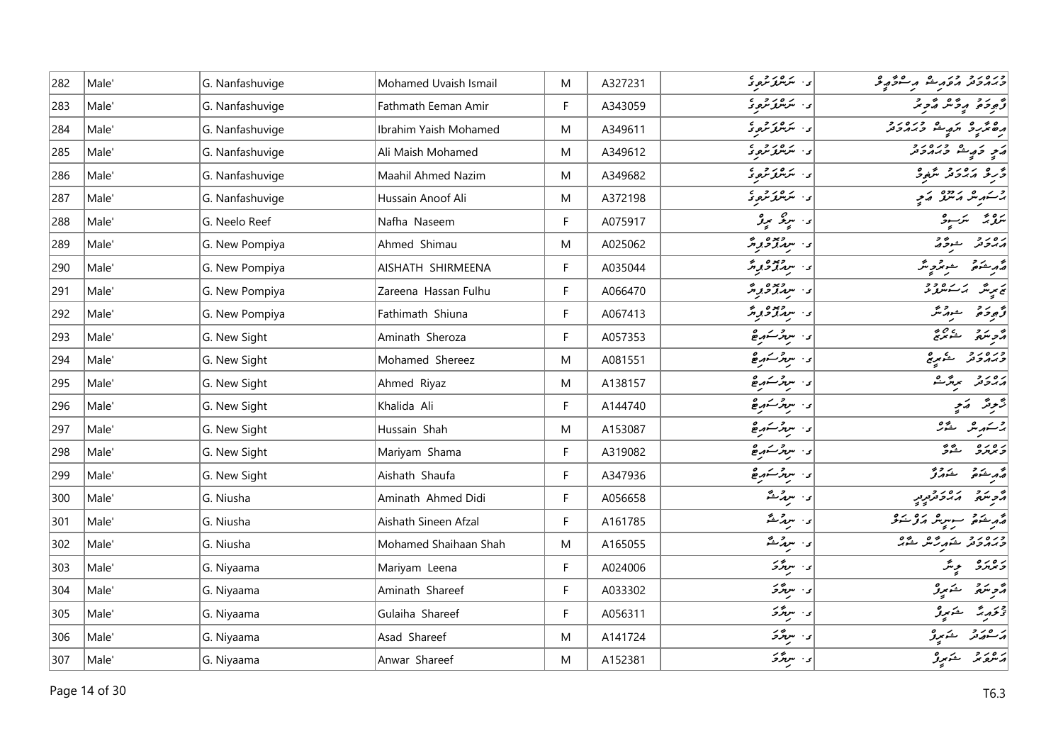| 282 | Male' | G. Nanfashuvige | Mohamed Uvaish Ismail | M | A327231 | ގ. ނަންފަށުވިގެ | މުހައްމަދު އުވައިސް އިސްމާއިލް |
|---|---|---|---|---|---|---|---|
| 283 | Male' | G. Nanfashuvige | Fathmath Eeman Amir | F | A343059 | ގ. ނަންފަށުވިގެ | ފާތިމަތު އީމާން އާމިރު |
| 284 | Male' | G. Nanfashuvige | Ibrahim Yaish Mohamed | M | A349611 | ގ. ނަންފަށުވިގެ | އިބްރާހީމް ޔައިޝް މުހައްމަދު |
| 285 | Male' | G. Nanfashuvige | Ali Maish Mohamed | M | A349612 | ގ. ނަންފަށުވިގެ | އަލި މައިޝް މުހައްމަދު |
| 286 | Male' | G. Nanfashuvige | Maahil Ahmed Nazim | M | A349682 | ގ. ނަންފަށުވިގެ | މާހިލް އަޙްމަދު ނާޒިމް |
| 287 | Male' | G. Nanfashuvige | Hussain Anoof Ali | M | A372198 | ގ. ނަންފަށުވިގެ | ހުސައިން އަނޫފް އަލި |
| 288 | Male' | G. Neelo Reef | Nafha Naseem | F | A075917 | ގ. ނީލޯ ރީފް | ނަފްހާ ނަސީމް |
| 289 | Male' | G. New Pompiya | Ahmed Shimau | M | A025062 | ގ. ނިއުޕޮމްޕިޔާ | އަޙްމަދު ޝިމާއު |
| 290 | Male' | G. New Pompiya | AISHATH SHIRMEENA | F | A035044 | ގ. ނިއުޕޮމްޕިޔާ | އާއިޝަތު ޝިރުމީނާ |
| 291 | Male' | G. New Pompiya | Zareena Hassan Fulhu | F | A066470 | ގ. ނިއުޕޮމްޕިޔާ | ޒަރީނާ ހަސަންފުޅު |
| 292 | Male' | G. New Pompiya | Fathimath Shiuna | F | A067413 | ގ. ނިއުޕޮމްޕިޔާ | ފާތިމަތު ޝިއުނާ |
| 293 | Male' | G. New Sight | Aminath Sheroza | F | A057353 | ގ. ނިއުސައިޓް | އާމިނަތު ޝެރޯޒާ |
| 294 | Male' | G. New Sight | Mohamed Shereez | M | A081551 | ގ. ނިއުސައިޓް | މުހައްމަދު ޝެރީޒް |
| 295 | Male' | G. New Sight | Ahmed Riyaz | M | A138157 | ގ. ނިއުސައިޓް | އަޙްމަދު ރިޔާޒް |
| 296 | Male' | G. New Sight | Khalida Ali | F | A144740 | ގ. ނިއުސައިޓް | ޚާލިދާ އަލި |
| 297 | Male' | G. New Sight | Hussain Shah | M | A153087 | ގ. ނިއުސައިޓް | ހުސައިން ޝާހް |
| 298 | Male' | G. New Sight | Mariyam Shama | F | A319082 | ގ. ނިއުސައިޓް | މަރިޔަމް ޝާމާ |
| 299 | Male' | G. New Sight | Aishath Shaufa | F | A347936 | ގ. ނިއުސައިޓް | އާއިޝަތު ޝައުފާ |
| 300 | Male' | G. Niusha | Aminath Ahmed Didi | F | A056658 | ގ. ނިއުޝާ | އާމިނަތު އަޙްމަދުދީދީ |
| 301 | Male' | G. Niusha | Aishath Sineen Afzal | F | A161785 | ގ. ނިއުޝާ | އާއިޝަތު ސިނީން އަފްޒަލް |
| 302 | Male' | G. Niusha | Mohamed Shaihaan Shah | M | A165055 | ގ. ނިއުޝާ | މުހައްމަދު ޝައިހާން ޝާހް |
| 303 | Male' | G. Niyaama | Mariyam Leena | F | A024006 | ގ. ނިޔާމާ | މަރިޔަމް ލީނާ |
| 304 | Male' | G. Niyaama | Aminath Shareef | F | A033302 | ގ. ނިޔާމާ | އާމިނަތު ޝަރީފް |
| 305 | Male' | G. Niyaama | Gulaiha Shareef | F | A056311 | ގ. ނިޔާމާ | ގުލައިހާ ޝަރީފް |
| 306 | Male' | G. Niyaama | Asad Shareef | M | A141724 | ގ. ނިޔާމާ | އަސްޢަދު ޝަރީފް |
| 307 | Male' | G. Niyaama | Anwar Shareef | M | A152381 | ގ. ނިޔާމާ | އަންވަރު ޝަރީފް |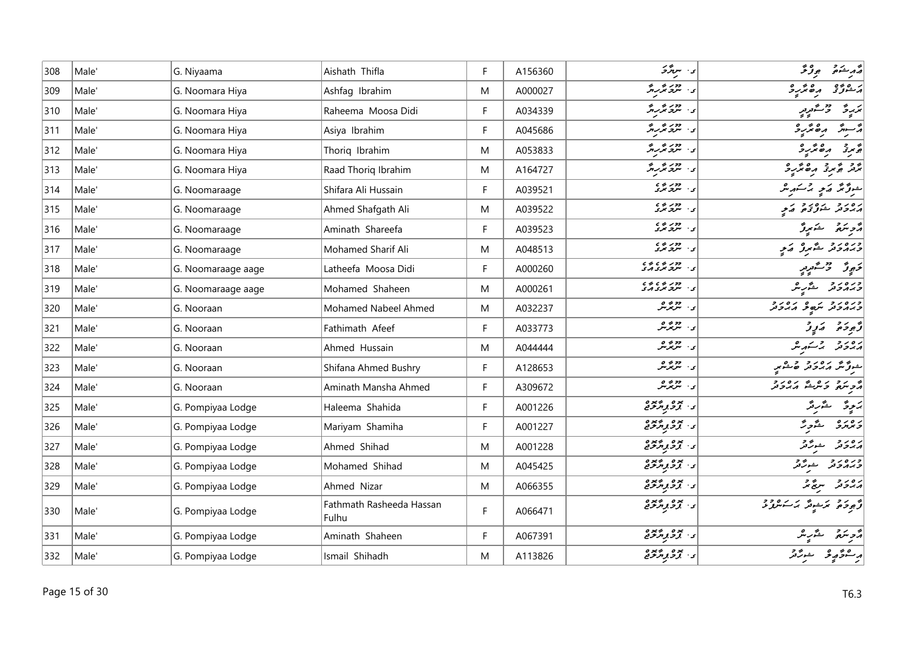| 308 | Male' | G. Niyaama | Aishath Thifla | F | A156360 | ގ. ނިޔާމާ | އައިޝަތު ތިފްލާ |
|---|---|---|---|---|---|---|---|
| 309 | Male' | G. Noomara Hiya | Ashfag Ibrahim | M | A000027 | ގ. ނޫމަރަހިޔާ | އަޝްފާގު އިބްރާހީމް |
| 310 | Male' | G. Noomara Hiya | Raheema Moosa Didi | F | A034339 | ގ. ނޫމަރަހިޔާ | ރަޙީމާ މޫސާދީދީ |
| 311 | Male' | G. Noomara Hiya | Asiya Ibrahim | F | A045686 | ގ. ނޫމަރަހިޔާ | އާސިޔާ އިބްރާހީމް |
| 312 | Male' | G. Noomara Hiya | Thoriq Ibrahim | M | A053833 | ގ. ނޫމަރަހިޔާ | ޠާރިޤު އިބްރާހީމް |
| 313 | Male' | G. Noomara Hiya | Raad Thoriq Ibrahim | M | A164727 | ގ. ނޫމަރަހިޔާ | ރާޢިދު ޠާރިޤު އިބްރާހީމް |
| 314 | Male' | G. Noomaraage | Shifara Ali Hussain | F | A039521 | ގ. ނޫމަރާގެ | ޝިފާރާ އަލި ހުސައިން |
| 315 | Male' | G. Noomaraage | Ahmed Shafgath Ali | M | A039522 | ގ. ނޫމަރާގެ | އަޙްމަދު ޝަފްގަތު އަލި |
| 316 | Male' | G. Noomaraage | Aminath Shareefa | F | A039523 | ގ. ނޫމަރާގެ | އާމިނަތު ޝަރީފާ |
| 317 | Male' | G. Noomaraage | Mohamed Sharif Ali | M | A048513 | ގ. ނޫމަރާގެ | މުޙައްމަދު ޝާރިފު އަލި |
| 318 | Male' | G. Noomaraage aage | Latheefa Moosa Didi | F | A000260 | ގ. ނޫމަރާގެއާގެ | ލަޠީފާ މޫސާދީދީ |
| 319 | Male' | G. Noomaraage aage | Mohamed Shaheen | M | A000261 | ގ. ނޫމަރާގެއާގެ | މުޙައްމަދު ޝާހީން |
| 320 | Male' | G. Nooraan | Mohamed Nabeel Ahmed | M | A032237 | ގ. ނޫރާން | މުޙައްމަދު ނަބީލް އަޙްމަދު |
| 321 | Male' | G. Nooraan | Fathimath Afeef | F | A033773 | ގ. ނޫރާން | ފާތިމަތު އަފީފު |
| 322 | Male' | G. Nooraan | Ahmed Hussain | M | A044444 | ގ. ނޫރާން | އަޙްމަދު ހުސައިން |
| 323 | Male' | G. Nooraan | Shifana Ahmed Bushry | F | A128653 | ގ. ނޫރާން | ޝިފާނާ އަޙްމަދު ބުޝްރީ |
| 324 | Male' | G. Nooraan | Aminath Mansha Ahmed | F | A309672 | ގ. ނޫރާން | އާމިނަތު މަންޝާ އަޙްމަދު |
| 325 | Male' | G. Pompiyaa Lodge | Haleema Shahida | F | A001226 | ގ. ޕޮމްޕިޔާލޮޖް | ހަލީމާ ޝާހިދާ |
| 326 | Male' | G. Pompiyaa Lodge | Mariyam Shamiha | F | A001227 | ގ. ޕޮމްޕިޔާލޮޖް | މަރިޔަމް ޝާމިހާ |
| 327 | Male' | G. Pompiyaa Lodge | Ahmed Shihad | M | A001228 | ގ. ޕޮމްޕިޔާލޮޖް | އަޙްމަދު ޝިހާދު |
| 328 | Male' | G. Pompiyaa Lodge | Mohamed Shihad | M | A045425 | ގ. ޕޮމްޕިޔާލޮޖް | މުޙައްމަދު ޝިހާދު |
| 329 | Male' | G. Pompiyaa Lodge | Ahmed Nizar | M | A066355 | ގ. ޕޮމްޕިޔާލޮޖް | އަޙްމަދު ނިޒާރު |
| 330 | Male' | G. Pompiyaa Lodge | Fathmath Rasheeda Hassan Fulhu | F | A066471 | ގ. ޕޮމްޕިޔާލޮޖް | ފާތިމަތު ރަޝީދާ ހަސަންފުޅު |
| 331 | Male' | G. Pompiyaa Lodge | Aminath Shaheen | F | A067391 | ގ. ޕޮމްޕިޔާލޮޖް | އާމިނަތު ޝާހީން |
| 332 | Male' | G. Pompiyaa Lodge | Ismail Shihadh | M | A113826 | ގ. ޕޮމްޕިޔާލޮޖް | އިސްމާޢީލް ޝިހާދު |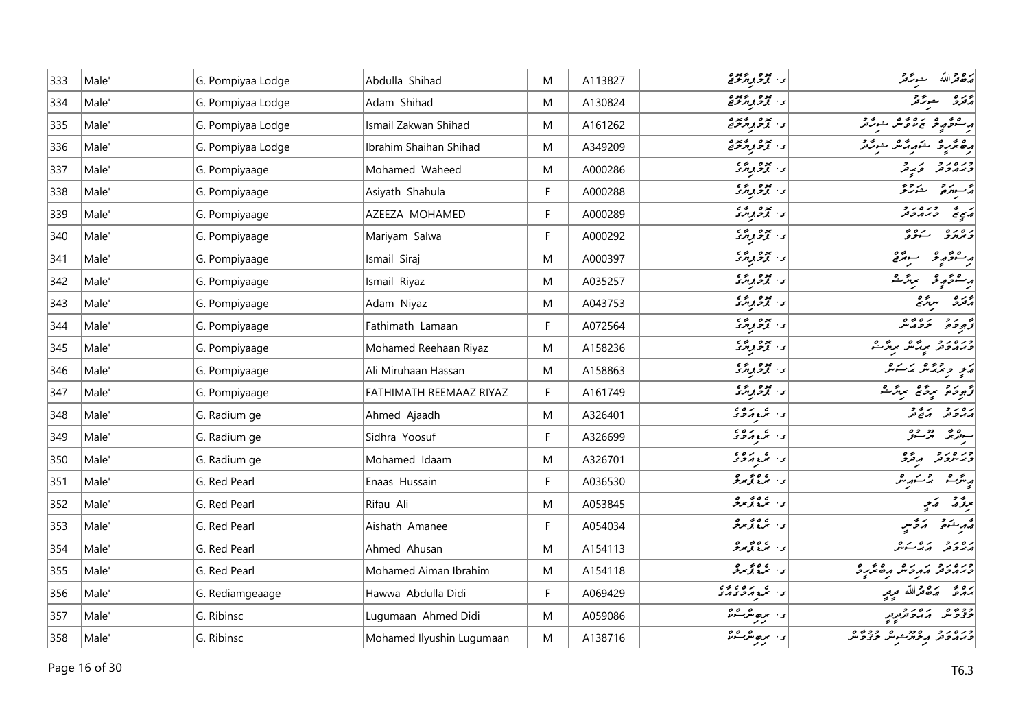| 333 | Male' | G. Pompiyaa Lodge | Abdulla Shihad | M | A113827 | ގ. ޕޮމްޕިޔާލޮޖު | އަބްދުﷲ ޝިހާދު |
|---|---|---|---|---|---|---|---|
| 334 | Male' | G. Pompiyaa Lodge | Adam Shihad | M | A130824 | ގ. ޕޮމްޕިޔާލޮޖު | އާދަމް ޝިހާދު |
| 335 | Male' | G. Pompiyaa Lodge | Ismail Zakwan Shihad | M | A161262 | ގ. ޕޮމްޕިޔާލޮޖު | އިސްމާއީލް ޒަކްވާން ޝިހާދު |
| 336 | Male' | G. Pompiyaa Lodge | Ibrahim Shaihan Shihad | M | A349209 | ގ. ޕޮމްޕިޔާލޮޖު | އިބްރާހީމް ޝައިހާން ޝިހާދު |
| 337 | Male' | G. Pompiyaage | Mohamed Waheed | M | A000286 | ގ. ޕޮމްޕިޔާގެ | މުޙައްމަދު ވަހީދު |
| 338 | Male' | G. Pompiyaage | Asiyath Shahula | F | A000288 | ގ. ޕޮމްޕިޔާގެ | އާސިޔަތު ޝަހުލާ |
| 339 | Male' | G. Pompiyaage | AZEEZA MOHAMED | F | A000289 | ގ. ޕޮމްޕިޔާގެ | އަޒީޒާ މުޙައްމަދު |
| 340 | Male' | G. Pompiyaage | Mariyam Salwa | F | A000292 | ގ. ޕޮމްޕިޔާގެ | މަރިޔަމް ސަލްވާ |
| 341 | Male' | G. Pompiyaage | Ismail Siraj | M | A000397 | ގ. ޕޮމްޕިޔާގެ | އިސްމާއީލް ސިރާޖު |
| 342 | Male' | G. Pompiyaage | Ismail Riyaz | M | A035257 | ގ. ޕޮމްޕިޔާގެ | އިސްމާއީލް ރިޔާޒް |
| 343 | Male' | G. Pompiyaage | Adam Niyaz | M | A043753 | ގ. ޕޮމްޕިޔާގެ | އާދަމް ނިޔާޒް |
| 344 | Male' | G. Pompiyaage | Fathimath Lamaan | F | A072564 | ގ. ޕޮމްޕިޔާގެ | ފާތިމަތު ލަމްއާން |
| 345 | Male' | G. Pompiyaage | Mohamed Reehaan Riyaz | M | A158236 | ގ. ޕޮމްޕިޔާގެ | މުޙައްމަދު ރީހާން ރިޔާޒް |
| 346 | Male' | G. Pompiyaage | Ali Miruhaan Hassan | M | A158863 | ގ. ޕޮމްޕިޔާގެ | އަލި މިރުހާން ހަސަން |
| 347 | Male' | G. Pompiyaage | FATHIMATH REEMAAZ RIYAZ | F | A161749 | ގ. ޕޮމްޕިޔާގެ | ފާތިމަތު ރީމާޒް ރިޔާޒް |
| 348 | Male' | G. Radium ge | Ahmed Ajaadh | M | A326401 | ގ. ރޭޑިއަމްގެ | އަޙްމަދު އަޖާދު |
| 349 | Male' | G. Radium ge | Sidhra Yoosuf | F | A326699 | ގ. ރޭޑިއަމްގެ | ސިދްރާ ޔޫސުފް |
| 350 | Male' | G. Radium ge | Mohamed Idaam | M | A326701 | ގ. ރޭޑިއަމްގެ | މުޙައްމަދު އިދާމް |
| 351 | Male' | G. Red Pearl | Enaas Hussain | F | A036530 | ގ. ރެޑްޕާރލް | އީނާސް ހުސައިން |
| 352 | Male' | G. Red Pearl | Rifau Ali | M | A053845 | ގ. ރެޑްޕާރލް | ރިފާއު އަލި |
| 353 | Male' | G. Red Pearl | Aishath Amanee | F | A054034 | ގ. ރެޑްޕާރލް | އާއިޝަތު އަމާނީ |
| 354 | Male' | G. Red Pearl | Ahmed Ahusan | M | A154113 | ގ. ރެޑްޕާރލް | އަޙްމަދު އަޙުސަން |
| 355 | Male' | G. Red Pearl | Mohamed Aiman Ibrahim | M | A154118 | ގ. ރެޑްޕާރލް | މުޙައްމަދު އައިމަން އިބްރާހީމް |
| 356 | Male' | G. Rediamgeaage | Hawwa Abdulla Didi | F | A069429 | ގ. ރޭޑިއަމްގެއާގެ | ހައްވާ އަބްދުﷲ ދީދީ |
| 357 | Male' | G. Ribinsc | Lugumaan Ahmed Didi | M | A059086 | ގ. ރިބިންސް | ލުގުމާން އަޙްމަދުދީދީ |
| 358 | Male' | G. Ribinsc | Mohamed Ilyushin Lugumaan | M | A138716 | ގ. ރިބިންސް | މުޙައްމަދު އިލްޔޫޝިން ލުގުމާން |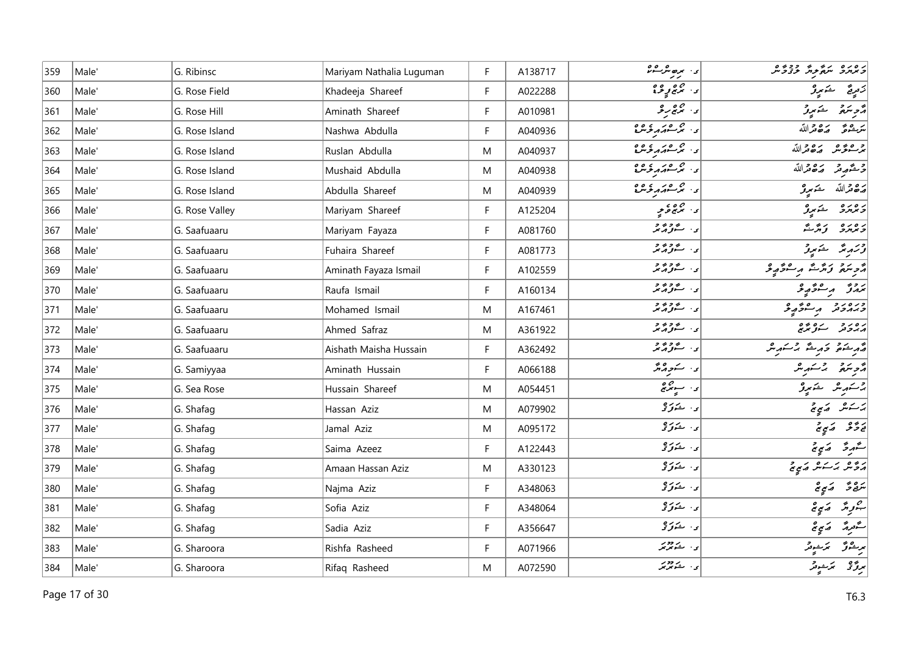| 359 | Male' | G. Ribinsc | Mariyam Nathalia Luguman | F | A138717 | ގ. ރިބިންސް | މަރިޔަމް ނަތާލިއާ ލުގުމާން |
|---|---|---|---|---|---|---|---|
| 360 | Male' | G. Rose Field | Khadeeja Shareef | F | A022288 | ގ. ރޯޒްފީލްޑް | ޚަދީޖާ ޝަރީފް |
| 361 | Male' | G. Rose Hill | Aminath Shareef | F | A010981 | ގ. ރޯޒްހިލް | އާމިނަތު ޝަރީފް |
| 362 | Male' | G. Rose Island | Nashwa Abdulla | F | A040936 | ގ. ރޯސްއައިލެންޑް | ނަޝްވާ އަބްދުﷲ |
| 363 | Male' | G. Rose Island | Ruslan Abdulla | M | A040937 | ގ. ރޯސްއައިލެންޑް | ރުސްލާން އަބްދުﷲ |
| 364 | Male' | G. Rose Island | Mushaid Abdulla | M | A040938 | ގ. ރޯސްއައިލެންޑް | މުޝާހިދު އަބްދުﷲ |
| 365 | Male' | G. Rose Island | Abdulla Shareef | M | A040939 | ގ. ރޯސްއައިލެންޑް | އަބްދުﷲ ޝަރީފް |
| 366 | Male' | G. Rose Valley | Mariyam Shareef | F | A125204 | ގ. ރޯޒްވެލީ | މަރިޔަމް ޝަރީފް |
| 367 | Male' | G. Saafuaaru | Mariyam Fayaza | F | A081760 | ގ. ސާފުއާރު | މަރިޔަމް ފައްޔާޒާ |
| 368 | Male' | G. Saafuaaru | Fuhaira Shareef | F | A081773 | ގ. ސާފުއާރު | ފުހައިރާ ޝަރީފް |
| 369 | Male' | G. Saafuaaru | Aminath Fayaza Ismail | F | A102559 | ގ. ސާފުއާރު | އާމިނަތު ފައްޔާޒާ އިސްމާއީލް |
| 370 | Male' | G. Saafuaaru | Raufa Ismail | F | A160134 | ގ. ސާފުއާރު | ރައުފާ އިސްމާއީލް |
| 371 | Male' | G. Saafuaaru | Mohamed Ismail | M | A167461 | ގ. ސާފުއާރު | މުހައްމަދު އިސްމާއީލް |
| 372 | Male' | G. Saafuaaru | Ahmed Safraz | M | A361922 | ގ. ސާފުއާރު | އަހްމަދު ސަފްރާޒް |
| 373 | Male' | G. Saafuaaru | Aishath Maisha Hussain | F | A362492 | ގ. ސާފުއާރު | އައިޝަތު މައިޝާ ހުސައިން |
| 374 | Male' | G. Samiyyaa | Aminath Hussain | F | A066188 | ގ. ސަމިއްޔާ | އާމިނަތު ހުސައިން |
| 375 | Male' | G. Sea Rose | Hussain Shareef | M | A054451 | ގ. ސީރޯޒް | ހުސައިން ޝަރީފް |
| 376 | Male' | G. Shafag | Hassan Aziz | M | A079902 | ގ. ޝަފަގު | ހަސަން އަޒީޒު |
| 377 | Male' | G. Shafag | Jamal Aziz | M | A095172 | ގ. ޝަފަގު | ޖަމާލް އަޒީޒު |
| 378 | Male' | G. Shafag | Saima Azeez | F | A122443 | ގ. ޝަފަގު | ސާއިމާ އަޒީޒު |
| 379 | Male' | G. Shafag | Amaan Hassan Aziz | M | A330123 | ގ. ޝަފަގު | އަމާން ހަސަން އަޒީޒު |
| 380 | Male' | G. Shafag | Najma Aziz | F | A348063 | ގ. ޝަފަގު | ނަޖްމާ އަޒީޒް |
| 381 | Male' | G. Shafag | Sofia Aziz | F | A348064 | ގ. ޝަފަގު | ސޮފިއާ އަޒީޒް |
| 382 | Male' | G. Shafag | Sadia Aziz | F | A356647 | ގ. ޝަފަގު | ސާދިއާ އަޒީޒް |
| 383 | Male' | G. Sharoora | Rishfa Rasheed | F | A071966 | ގ. ޝަރޫރަ | ރިޝްފާ ރަޝީދު |
| 384 | Male' | G. Sharoora | Rifaq Rasheed | M | A072590 | ގ. ޝަރޫރަ | ރިފާގު ރަޝީދު |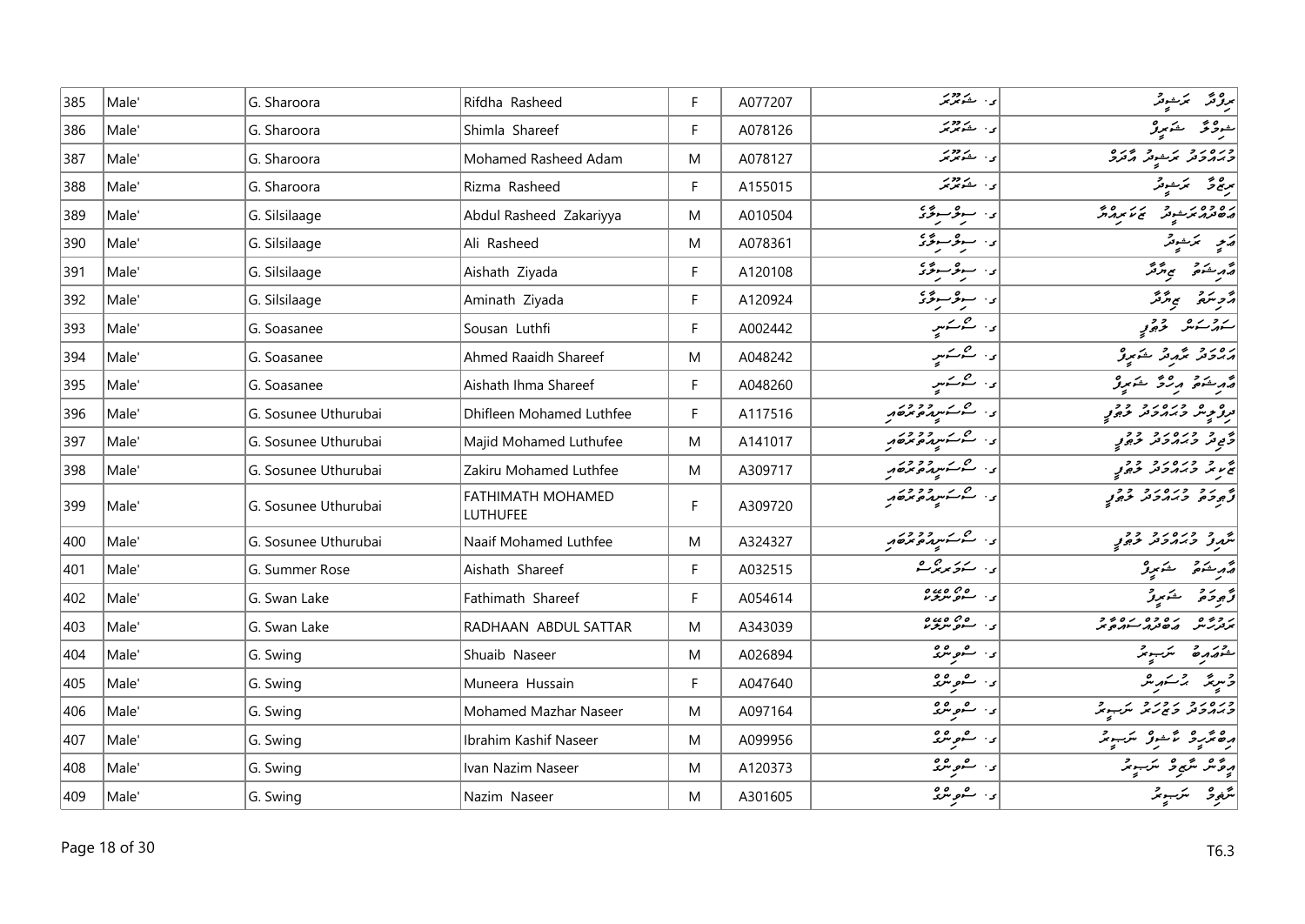| 385 | Male' | G. Sharoora | Rifdha Rasheed | F | A077207 | ގ. ޝަރޫރާ | ރިފްދާ ރަޝީދު |
|---|---|---|---|---|---|---|---|
| 386 | Male' | G. Sharoora | Shimla Shareef | F | A078126 | ގ. ޝަރޫރާ | ޝިމްލާ ޝަރީފް |
| 387 | Male' | G. Sharoora | Mohamed Rasheed Adam | M | A078127 | ގ. ޝަރޫރާ | މުޙައްމަދު ރަޝީދު އާދަމް |
| 388 | Male' | G. Sharoora | Rizma Rasheed | F | A155015 | ގ. ޝަރޫރާ | ރިޒްމާ ރަޝީދު |
| 389 | Male' | G. Silsilaage | Abdul Rasheed Zakariyya | M | A010504 | ގ. ސިލްސިލާގެ | އަބްދުއްރަޝީދު ޒަކަރިއްޔާ |
| 390 | Male' | G. Silsilaage | Ali Rasheed | M | A078361 | ގ. ސިލްސިލާގެ | އަލި ރަޝީދު |
| 391 | Male' | G. Silsilaage | Aishath Ziyada | F | A120108 | ގ. ސިލްސިލާގެ | އާއިޝަތު ޒިޔާދާ |
| 392 | Male' | G. Silsilaage | Aminath Ziyada | F | A120924 | ގ. ސިލްސިލާގެ | އާމިނަތު ޒިޔާދާ |
| 393 | Male' | G. Soasanee | Sousan Luthfi | F | A002442 | ގ. ސޯސަނީ | ސައުސަން ލުތުފީ |
| 394 | Male' | G. Soasanee | Ahmed Raaidh Shareef | M | A048242 | ގ. ސޯސަނީ | އަޙްމަދު ރާއިދު ޝަރީފް |
| 395 | Male' | G. Soasanee | Aishath Ihma Shareef | F | A048260 | ގ. ސޯސަނީ | އާއިޝަތު އިހްމާ ޝަރީފް |
| 396 | Male' | G. Sosunee Uthurubai | Dhifleen Mohamed Luthfee | F | A117516 | ގ. ސޯސުނީއުތުރުބައި | ދިފްލީން މުޙައްމަދު ލުތުފީ |
| 397 | Male' | G. Sosunee Uthurubai | Majid Mohamed Luthufee | M | A141017 | ގ. ސޯސުނީއުތުރުބައި | މާޖިދު މުޙައްމަދު ލުތުފީ |
| 398 | Male' | G. Sosunee Uthurubai | Zakiru Mohamed Luthfee | M | A309717 | ގ. ސޯސުނީއުތުރުބައި | ޒާކިރު މުޙައްމަދު ލުތުފީ |
| 399 | Male' | G. Sosunee Uthurubai | FATHIMATH MOHAMED LUTHUFEE | F | A309720 | ގ. ސޯސުނީއުތުރުބައި | ފާތިމަތު މުޙައްމަދު ލުތުފީ |
| 400 | Male' | G. Sosunee Uthurubai | Naaif Mohamed Luthfee | M | A324327 | ގ. ސޯސުނީއުތުރުބައި | ނާއިފު މުޙައްމަދު ލުތުފީ |
| 401 | Male' | G. Summer Rose | Aishath Shareef | F | A032515 | ގ. ސަމަރރޯޒް | އާއިޝަތު ޝަރީފް |
| 402 | Male' | G. Swan Lake | Fathimath Shareef | F | A054614 | ގ. ސްވޮންލޭކް | ފާތިމަތު ޝަރީފް |
| 403 | Male' | G. Swan Lake | RADHAAN ABDUL SATTAR | M | A343039 | ގ. ސްވޮންލޭކް | ރަދާން އަބްދުލްސައްތާރު |
| 404 | Male' | G. Swing | Shuaib Naseer | M | A026894 | ގ. ސްވިންގް | ޝުޢައިބު ނަސީރު |
| 405 | Male' | G. Swing | Muneera Hussain | F | A047640 | ގ. ސްވިންގް | މުނީރާ ހުސައިން |
| 406 | Male' | G. Swing | Mohamed Mazhar Naseer | M | A097164 | ގ. ސްވިންގް | މުޙައްމަދު މަޒުހަރު ނަސީރު |
| 407 | Male' | G. Swing | Ibrahim Kashif Naseer | M | A099956 | ގ. ސްވިންގް | އިބްރާހީމް ކާޝިފް ނަސީރު |
| 408 | Male' | G. Swing | Ivan Nazim Naseer | M | A120373 | ގ. ސްވިންގް | އިވާން ނާޒިމް ނަސީރު |
| 409 | Male' | G. Swing | Nazim Naseer | M | A301605 | ގ. ސްވިންގް | ނާޒިމް ނަސީރު |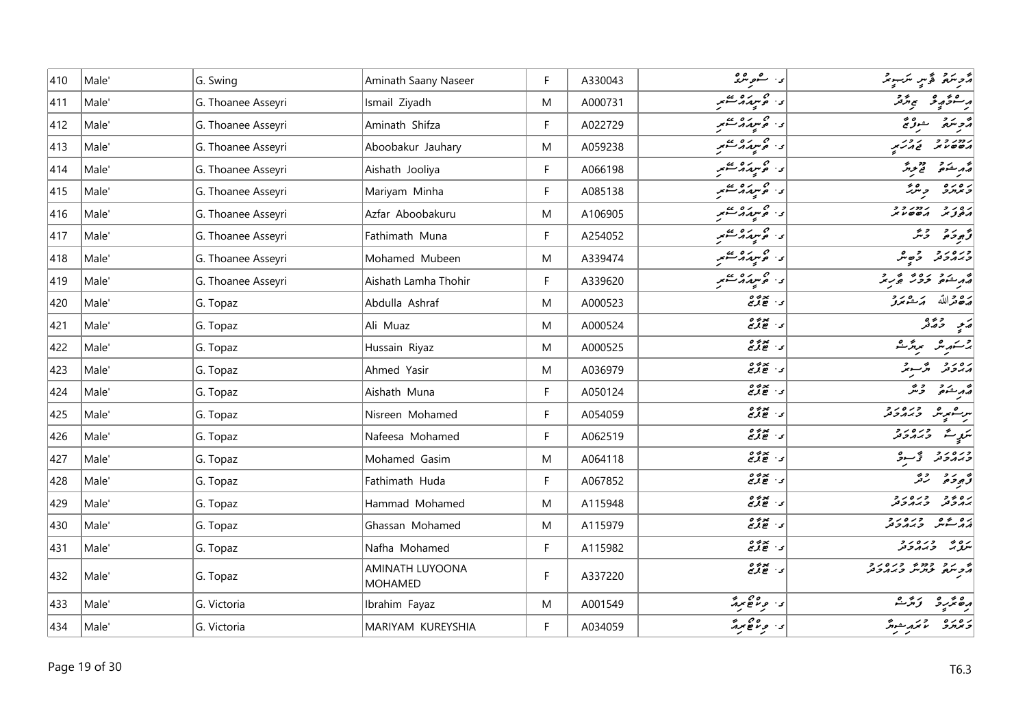| 410 | Male' | G. Swing | Aminath Saany Naseer | F | A330043 | ގ. ސްވިންގ | އާމިނަތު ސާނީ ނަސީރު |
|---|---|---|---|---|---|---|---|
| 411 | Male' | G. Thoanee Asseyri | Ismail Ziyadh | M | A000731 | ގ. ތޯނީއައްސޭރި | އިސްމާޢީލް ޒިޔާދު |
| 412 | Male' | G. Thoanee Asseyri | Aminath Shifza | F | A022729 | ގ. ތޯނީއައްސޭރި | އާމިނަތު ޝިފްޒާ |
| 413 | Male' | G. Thoanee Asseyri | Aboobakur Jauhary | M | A059238 | ގ. ތޯނީއައްސޭރި | އަބޫބަކުރު ޖައުހަރީ |
| 414 | Male' | G. Thoanee Asseyri | Aishath Jooliya | F | A066198 | ގ. ތޯނީއައްސޭރި | އާއިޝަތު ޖޫލިޔާ |
| 415 | Male' | G. Thoanee Asseyri | Mariyam Minha | F | A085138 | ގ. ތޯނީއައްސޭރި | މަރިޔަމް މިންހާ |
| 416 | Male' | G. Thoanee Asseyri | Azfar Aboobakuru | M | A106905 | ގ. ތޯނީއައްސޭރި | އަޒްފަރު އަބޫބަކުރު |
| 417 | Male' | G. Thoanee Asseyri | Fathimath Muna | F | A254052 | ގ. ތޯނީއައްސޭރި | ފާތިމަތު މުނާ |
| 418 | Male' | G. Thoanee Asseyri | Mohamed Mubeen | M | A339474 | ގ. ތޯނީއައްސޭރި | މުޙައްމަދު މުބީން |
| 419 | Male' | G. Thoanee Asseyri | Aishath Lamha Thohir | F | A339620 | ގ. ތޯނީއައްސޭރި | އާއިޝަތު ލަމްޙާ ޠާހިރު |
| 420 | Male' | G. Topaz | Abdulla Ashraf | M | A000523 | ގ. ޓޯޕާޒް | އަބްދުﷲ އަޝްރަފް |
| 421 | Male' | G. Topaz | Ali Muaz | M | A000524 | ގ. ޓޯޕާޒް | އަލި މުޢާޒު |
| 422 | Male' | G. Topaz | Hussain Riyaz | M | A000525 | ގ. ޓޯޕާޒް | ޙުސައިން ރިޔާޒް |
| 423 | Male' | G. Topaz | Ahmed Yasir | M | A036979 | ގ. ޓޯޕާޒް | އަޙްމަދު ޔާސިރު |
| 424 | Male' | G. Topaz | Aishath Muna | F | A050124 | ގ. ޓޯޕާޒް | އާއިޝަތު މުނާ |
| 425 | Male' | G. Topaz | Nisreen Mohamed | F | A054059 | ގ. ޓޯޕާޒް | ނިސްރީން މުޙައްމަދު |
| 426 | Male' | G. Topaz | Nafeesa Mohamed | F | A062519 | ގ. ޓޯޕާޒް | ނަފީސާ މުޙައްމަދު |
| 427 | Male' | G. Topaz | Mohamed Gasim | M | A064118 | ގ. ޓޯޕާޒް | މުޙައްމަދު ޤާސިމް |
| 428 | Male' | G. Topaz | Fathimath Huda | F | A067852 | ގ. ޓޯޕާޒް | ފާތިމަތު ހުދާ |
| 429 | Male' | G. Topaz | Hammad Mohamed | M | A115948 | ގ. ޓޯޕާޒް | ހައްމާދު މުޙައްމަދު |
| 430 | Male' | G. Topaz | Ghassan Mohamed | M | A115979 | ގ. ޓޯޕާޒް | ޣައްސާން މުޙައްމަދު |
| 431 | Male' | G. Topaz | Nafha Mohamed | F | A115982 | ގ. ޓޯޕާޒް | ނަފްހާ މުޙައްމަދު |
| 432 | Male' | G. Topaz | AMINATH LUYOONA MOHAMED | F | A337220 | ގ. ޓޯޕާޒް | އާމިނަތު ލުޔޫނާ މުޙައްމަދު |
| 433 | Male' | G. Victoria | Ibrahim Fayaz | M | A001549 | ގ. ވިކްޓޯރިއާ | އިބްރާހީމް ފައްޔާޒް |
| 434 | Male' | G. Victoria | MARIYAM KUREYSHIA | F | A034059 | ގ. ވިކްޓޯރިއާ | މަރިޔަމް ކުރައިޝިއާ |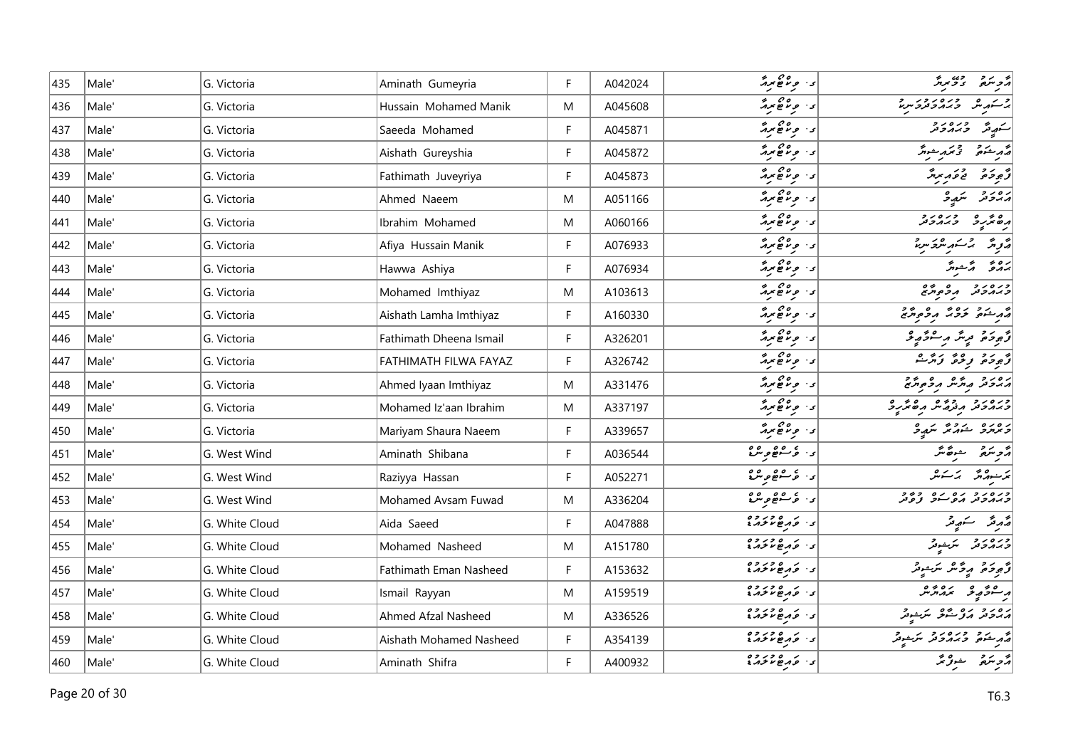| 435 | Male' | G. Victoria | Aminath Gumeyria | F | A042024 | ގ. ވިކްޓޯރިއާ | އާމިނަތު ގުމޭރިއާ |
|---|---|---|---|---|---|---|---|
| 436 | Male' | G. Victoria | Hussain Mohamed Manik | M | A045608 | ގ. ވިކްޓޯރިއާ | ހުސައިން މުހައްމަދުމަނިކު |
| 437 | Male' | G. Victoria | Saeeda Mohamed | F | A045871 | ގ. ވިކްޓޯރިއާ | ސައީދާ މުހައްމަދު |
| 438 | Male' | G. Victoria | Aishath Gureyshia | F | A045872 | ގ. ވިކްޓޯރިއާ | އައިށަތު ގުރޭޝިއާ |
| 439 | Male' | G. Victoria | Fathimath Juveyriya | F | A045873 | ގ. ވިކްޓޯރިއާ | ފާތިމަތު ޖުވޭރިއްޔާ |
| 440 | Male' | G. Victoria | Ahmed Naeem | M | A051166 | ގ. ވިކްޓޯރިއާ | އަހުމަދު ނަޢީމް |
| 441 | Male' | G. Victoria | Ibrahim Mohamed | M | A060166 | ގ. ވިކްޓޯރިއާ | އިބްރާހީމް މުހައްމަދު |
| 442 | Male' | G. Victoria | Afiya Hussain Manik | F | A076933 | ގ. ވިކްޓޯރިއާ | އާފިޔާ ހުސައިންމަނިކު |
| 443 | Male' | G. Victoria | Hawwa Ashiya | F | A076934 | ގ. ވިކްޓޯރިއާ | ހައްވާ އާޝިޔާ |
| 444 | Male' | G. Victoria | Mohamed Imthiyaz | M | A103613 | ގ. ވިކްޓޯރިއާ | މުހައްމަދު އިމްތިޔާޒު |
| 445 | Male' | G. Victoria | Aishath Lamha Imthiyaz | F | A160330 | ގ. ވިކްޓޯރިއާ | އައިށަތު ލަމްހާ އިމްތިޔާޒު |
| 446 | Male' | G. Victoria | Fathimath Dheena Ismail | F | A326201 | ގ. ވިކްޓޯރިއާ | ފާތިމަތު ދީނާ އިސްމާޢީލް |
| 447 | Male' | G. Victoria | FATHIMATH FILWA FAYAZ | F | A326742 | ގ. ވިކްޓޯރިއާ | ފާތިމަތު ފިލްވާ ފައްޔާޒް |
| 448 | Male' | G. Victoria | Ahmed Iyaan Imthiyaz | M | A331476 | ގ. ވިކްޓޯރިއާ | އަހުމަދު އިޔާން އިމްތިޔާޒު |
| 449 | Male' | G. Victoria | Mohamed Iz'aan Ibrahim | M | A337197 | ގ. ވިކްޓޯރިއާ | މުހައްމަދު އިޒްޢާން އިބްރާހީމް |
| 450 | Male' | G. Victoria | Mariyam Shaura Naeem | F | A339657 | ގ. ވިކްޓޯރިއާ | މަރިޔަމް ޝައުރާ ނަޢީމް |
| 451 | Male' | G. West Wind | Aminath Shibana | F | A036544 | ގ. ވެސްޓްވިންޑް | އާމިނަތު ޝިބާނާ |
| 452 | Male' | G. West Wind | Raziyya Hassan | F | A052271 | ގ. ވެސްޓްވިންޑް | ރަޒިއްޔާ ހަސަން |
| 453 | Male' | G. West Wind | Mohamed Avsam Fuwad | M | A336204 | ގ. ވެސްޓްވިންޑް | މުހައްމަދު އަވުސަމް ފުވާދު |
| 454 | Male' | G. White Cloud | Aida Saeed | F | A047888 | ގ. ވައިޓްކްލައުޑް | އައިދާ ސަޢީދު |
| 455 | Male' | G. White Cloud | Mohamed Nasheed | M | A151780 | ގ. ވައިޓްކްލައުޑް | މުހައްމަދު ނަޝީދު |
| 456 | Male' | G. White Cloud | Fathimath Eman Nasheed | F | A153632 | ގ. ވައިޓްކްލައުޑް | ފާތިމަތު އީމާން ނަޝީދު |
| 457 | Male' | G. White Cloud | Ismail Rayyan | M | A159519 | ގ. ވައިޓްކްލައުޑް | އިސްމާޢީލް ރައްޔާން |
| 458 | Male' | G. White Cloud | Ahmed Afzal Nasheed | M | A336526 | ގ. ވައިޓްކްލައުޑް | އަހުމަދު އަފްޟަލް ނަޝީދު |
| 459 | Male' | G. White Cloud | Aishath Mohamed Nasheed | F | A354139 | ގ. ވައިޓްކްލައުޑް | އައިށަތު މުހައްމަދު ނަޝީދު |
| 460 | Male' | G. White Cloud | Aminath Shifra | F | A400932 | ގ. ވައިޓްކްލައުޑް | އާމިނަތު ޝިފްރާ |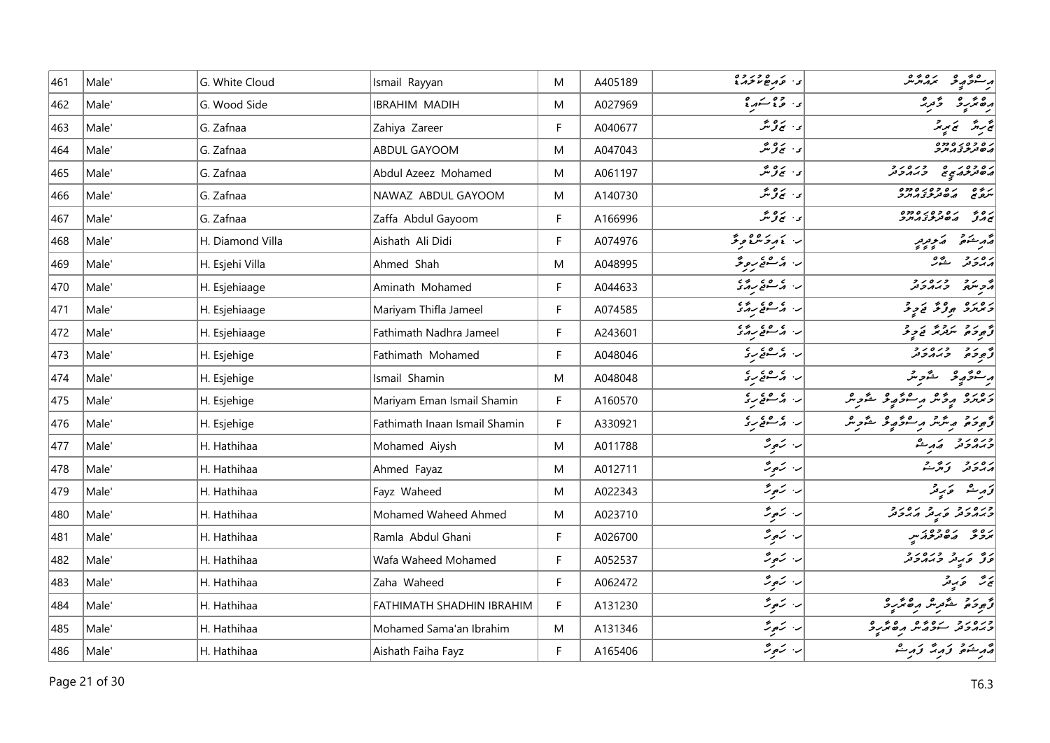| 461 | Male' | G. White Cloud | Ismail Rayyan | M | A405189 | ގ. ވައިޓްކްލައުޑް | އިސްމާއިލް ރައްޔާން |
|---|---|---|---|---|---|---|---|
| 462 | Male' | G. Wood Side | IBRAHIM MADIH | M | A027969 | ގ. ވުޑްސައިޑް | އިބްރާހީމް މާދިހު |
| 463 | Male' | G. Zafnaa | Zahiya Zareer | F | A040677 | ގ. ޒަފްނާ | ޒާހިޔާ ޒަރީރު |
| 464 | Male' | G. Zafnaa | ABDUL GAYOOM | M | A047043 | ގ. ޒަފްނާ | އަބްދުލްގައްޔޫމް |
| 465 | Male' | G. Zafnaa | Abdul Azeez Mohamed | M | A061197 | ގ. ޒަފްނާ | އަބްދުލްއަޒީޒް މުޙައްމަދު |
| 466 | Male' | G. Zafnaa | NAWAZ ABDUL GAYOOM | M | A140730 | ގ. ޒަފްނާ | ނަވާޒް އަބްދުލްގައްޔޫމް |
| 467 | Male' | G. Zafnaa | Zaffa Abdul Gayoom | F | A166996 | ގ. ޒަފްނާ | ޒައްފާ އަބްދުލްގައްޔޫމް |
| 468 | Male' | H. Diamond Villa | Aishath Ali Didi | F | A074976 | ހ. ޑައިމަންޑްވިލާ | އައިޝަތު އަލީދީދީ |
| 469 | Male' | H. Esjehi Villa | Ahmed Shah | M | A048995 | ހ. އެސްޖެހިވިލާ | އަހްމަދު ޝާހް |
| 470 | Male' | H. Esjehiaage | Aminath Mohamed | F | A044633 | ހ. އެސްޖެހިއާގެ | އާމިނަތު މުޙައްމަދު |
| 471 | Male' | H. Esjehiaage | Mariyam Thifla Jameel | F | A074585 | ހ. އެސްޖެހިއާގެ | މަރިޔަމް ތިފްލާ ޖަމީލް |
| 472 | Male' | H. Esjehiaage | Fathimath Nadhra Jameel | F | A243601 | ހ. އެސްޖެހިއާގެ | ފާތިމަތު ނަދްރާ ޖަމީލް |
| 473 | Male' | H. Esjehige | Fathimath Mohamed | F | A048046 | ހ. އެސްޖެހިގެ | ފާތިމަތު މުޙައްމަދު |
| 474 | Male' | H. Esjehige | Ismail Shamin | M | A048048 | ހ. އެސްޖެހިގެ | އިސްމާއިލް ޝާމިން |
| 475 | Male' | H. Esjehige | Mariyam Eman Ismail Shamin | F | A160570 | ހ. އެސްޖެހިގެ | މަރިޔަމް އީމާން އިސްމާއިލް ޝާމިން |
| 476 | Male' | H. Esjehige | Fathimath Inaan Ismail Shamin | F | A330921 | ހ. އެސްޖެހިގެ | ފާތިމަތު އިނާން އިސްމާއިލް ޝާމިން |
| 477 | Male' | H. Hathihaa | Mohamed Aiysh | M | A011788 | ހ. ހަތިހާ | މުޙައްމަދު އައިޝް |
| 478 | Male' | H. Hathihaa | Ahmed Fayaz | M | A012711 | ހ. ހަތިހާ | އަހްމަދު ފައްޔާޒް |
| 479 | Male' | H. Hathihaa | Fayz Waheed | M | A022343 | ހ. ހަތިހާ | ފައިޒް ވަހީދު |
| 480 | Male' | H. Hathihaa | Mohamed Waheed Ahmed | M | A023710 | ހ. ހަތިހާ | މުޙައްމަދު ވަހީދު އަހްމަދު |
| 481 | Male' | H. Hathihaa | Ramla Abdul Ghani | F | A026700 | ހ. ހަތިހާ | ރަމްލާ އަބްދުލްޣަނީ |
| 482 | Male' | H. Hathihaa | Wafa Waheed Mohamed | F | A052537 | ހ. ހަތިހާ | ވަފާ ވަހީދު މުޙައްމަދު |
| 483 | Male' | H. Hathihaa | Zaha Waheed | F | A062472 | ހ. ހަތިހާ | ޒަހާ ވަހީދު |
| 484 | Male' | H. Hathihaa | FATHIMATH SHADHIN IBRAHIM | F | A131230 | ހ. ހަތިހާ | ފާތިމަތު ޝާދިން އިބްރާހީމް |
| 485 | Male' | H. Hathihaa | Mohamed Sama'an Ibrahim | M | A131346 | ހ. ހަތިހާ | މުޙައްމަދު ސަމްޢާން އިބްރާހީމް |
| 486 | Male' | H. Hathihaa | Aishath Faiha Fayz | F | A165406 | ހ. ހަތިހާ | އައިޝަތު ފައިހާ ފައިޒް |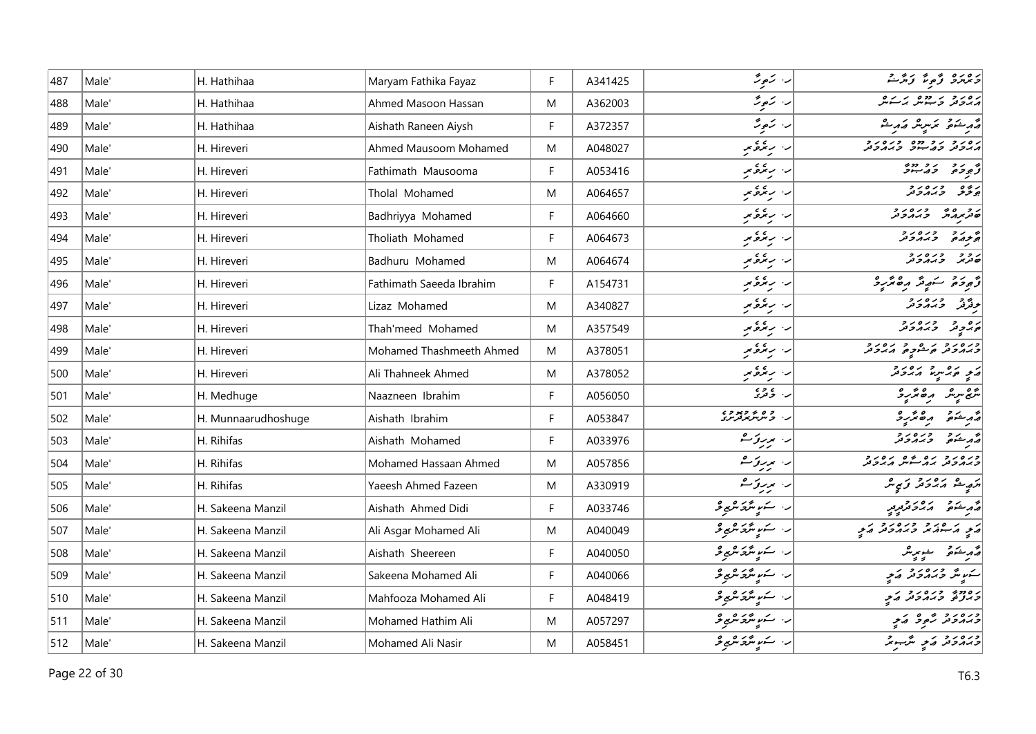| 487 | Male' | H. Hathihaa | Maryam Fathika Fayaz | F | A341425 | ހ. ހަތިހާ | މަރިޔަމް ފާތިކާ ފައްޔާޒް |
|---|---|---|---|---|---|---|---|
| 488 | Male' | H. Hathihaa | Ahmed Masoon Hassan | M | A362003 | ހ. ހަތިހާ | އަހުމަދު މަސްޢޫން ހަސަން |
| 489 | Male' | H. Hathihaa | Aishath Raneen Aiysh | F | A372357 | ހ. ހަތިހާ | އާއިޝަތު ރަނީން އައިޝް |
| 490 | Male' | H. Hireveri | Ahmed Mausoom Mohamed | M | A048027 | ހ. ހިރެވެރި | އަހުމަދު މައުޞޫމް މުޙައްމަދު |
| 491 | Male' | H. Hireveri | Fathimath Mausooma | F | A053416 | ހ. ހިރެވެރި | ފާތިމަތު މައުޞޫމާ |
| 492 | Male' | H. Hireveri | Tholal Mohamed | M | A064657 | ހ. ހިރެވެރި | ޠަލާލް މުޙައްމަދު |
| 493 | Male' | H. Hireveri | Badhriyya Mohamed | F | A064660 | ހ. ހިރެވެރި | ބަދުރިއްޔާ މުޙައްމަދު |
| 494 | Male' | H. Hireveri | Tholiath Mohamed | F | A064673 | ހ. ހިރެވެރި | ޠާލިޢަތު މުޙައްމަދު |
| 495 | Male' | H. Hireveri | Badhuru Mohamed | M | A064674 | ހ. ހިރެވެރި | ބަދުރު މުޙައްމަދު |
| 496 | Male' | H. Hireveri | Fathimath Saeeda Ibrahim | F | A154731 | ހ. ހިރެވެރި | ފާތިމަތު ސައީދާ އިބްރާހިމް |
| 497 | Male' | H. Hireveri | Lizaz Mohamed | M | A340827 | ހ. ހިރެވެރި | ލިޒާޒް މުޙައްމަދު |
| 498 | Male' | H. Hireveri | Thah'meed Mohamed | M | A357549 | ހ. ހިރެވެރި | ތަޙުމީދު މުޙައްމަދު |
| 499 | Male' | H. Hireveri | Mohamed Thashmeeth Ahmed | M | A378051 | ހ. ހިރެވެރި | މުޙައްމަދު ތަޝްމީތު އަހުމަދު |
| 500 | Male' | H. Hireveri | Ali Thahneek Ahmed | M | A378052 | ހ. ހިރެވެރި | އަލި ތަހުނީކު އަހުމަދު |
| 501 | Male' | H. Medhuge | Naazneen Ibrahim | F | A056050 | ހ. މެދުގެ | ނާޒްނީން އިބްރާހިމް |
| 502 | Male' | H. Munnaarudhoshuge | Aishath Ibrahim | F | A053847 | ހ. މުންނާރުދޮށުގެ | އާއިޝަތު އިބްރާހިމް |
| 503 | Male' | H. Rihifas | Aishath Mohamed | F | A033976 | ހ. ރިހިފަސް | އާއިޝަތު މުޙައްމަދު |
| 504 | Male' | H. Rihifas | Mohamed Hassaan Ahmed | M | A057856 | ހ. ރިހިފަސް | މުޙައްމަދު ހައްސާން އަހުމަދު |
| 505 | Male' | H. Rihifas | Yaeesh Ahmed Fazeen | M | A330919 | ހ. ރިހިފަސް | ޔައީޝް އަހުމަދު ފަޒީން |
| 506 | Male' | H. Sakeena Manzil | Aishath Ahmed Didi | F | A033746 | ހ. ސަކީނާމަންޒިލް | އާއިޝަތު އަހުމަދުދީދީ |
| 507 | Male' | H. Sakeena Manzil | Ali Asgar Mohamed Ali | M | A040049 | ހ. ސަކީނާމަންޒިލް | އަލި އަސްޣަރު މުޙައްމަދު އަލި |
| 508 | Male' | H. Sakeena Manzil | Aishath Sheereen | F | A040050 | ހ. ސަކީނާމަންޒިލް | އާއިޝަތު ޝީރީން |
| 509 | Male' | H. Sakeena Manzil | Sakeena Mohamed Ali | F | A040066 | ހ. ސަކީނާމަންޒިލް | ސަކީނާ މުޙައްމަދު އަލި |
| 510 | Male' | H. Sakeena Manzil | Mahfooza Mohamed Ali | F | A048419 | ހ. ސަކީނާމަންޒިލް | މަޙްފޫޒާ މުޙައްމަދު އަލި |
| 511 | Male' | H. Sakeena Manzil | Mohamed Hathim Ali | M | A057297 | ހ. ސަކީނާމަންޒިލް | މުޙައްމަދު ހާތިމް އަލި |
| 512 | Male' | H. Sakeena Manzil | Mohamed Ali Nasir | M | A058451 | ހ. ސަކީނާމަންޒިލް | މުޙައްމަދު އަލި ނާޞިރު |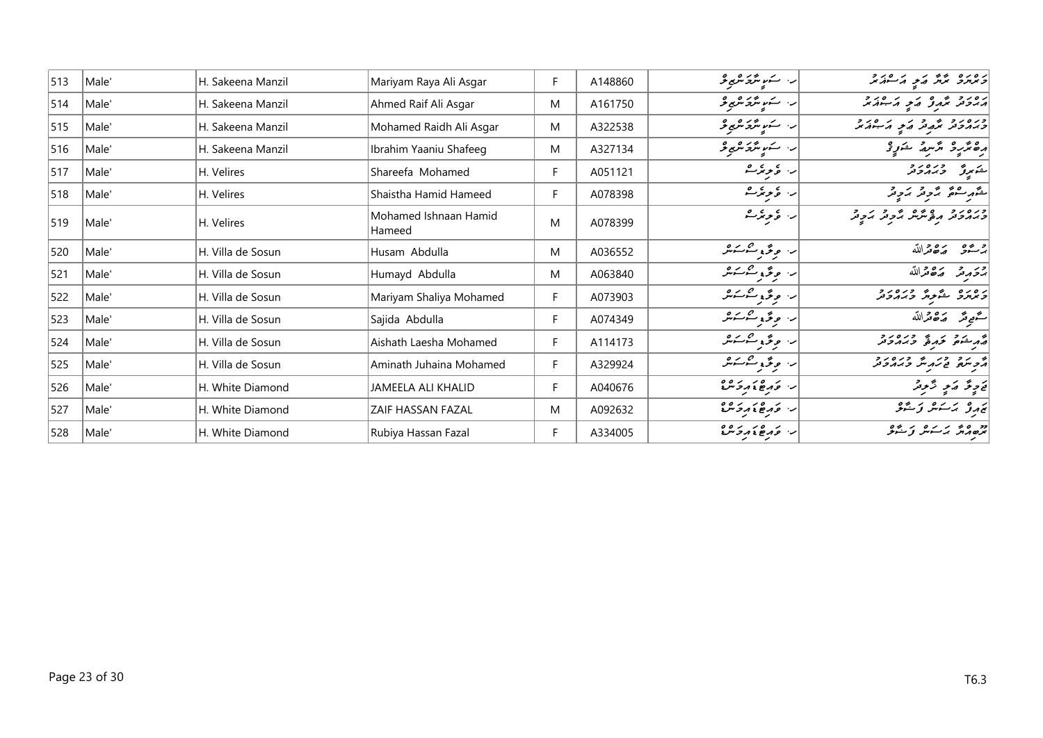| 513 | Male' | H. Sakeena Manzil | Mariyam Raya Ali Asgar | F | A148860 | ހ. ސަކީނާމަންޒިލް | މަރިޔަމް ރާޔާ ޢަލީ އަސްޣަރު |
|---|---|---|---|---|---|---|---|
| 514 | Male' | H. Sakeena Manzil | Ahmed Raif Ali Asgar | M | A161750 | ހ. ސަކީނާމަންޒިލް | އަޙްމަދު ރާއިފް ޢަލީ އަސްޣަރު |
| 515 | Male' | H. Sakeena Manzil | Mohamed Raidh Ali Asgar | M | A322538 | ހ. ސަކީނާމަންޒިލް | މުޙައްމަދު ރާއިދު ޢަލީ އަސްޣަރު |
| 516 | Male' | H. Sakeena Manzil | Ibrahim Yaaniu Shafeeg | M | A327134 | ހ. ސަކީނާމަންޒިލް | އިބްރާހީމް ޔާނިޢު ޝަފީޤު |
| 517 | Male' | H. Velires | Shareefa Mohamed | F | A051121 | ހ. ވެލިރެސް | ޝަރީފާ މުޙައްމަދު |
| 518 | Male' | H. Velires | Shaistha Hamid Hameed | F | A078398 | ހ. ވެލިރެސް | ށާއިސްތާ ހާމިދު ހަމީދު |
| 519 | Male' | H. Velires | Mohamed Ishnaan Hamid Hameed | M | A078399 | ހ. ވެލިރެސް | މުޙައްމަދު އިޝްނާން ހާމިދު ހަމީދު |
| 520 | Male' | H. Villa de Sosun | Husam Abdulla | M | A036552 | ހ. ވިލާ ޑެ ސޮސަން | ހުސާމް ޢަބްދުﷲ |
| 521 | Male' | H. Villa de Sosun | Humayd Abdulla | M | A063840 | ހ. ވިލާ ޑެ ސޮސަން | ހުމައިދު ޢަބްދުﷲ |
| 522 | Male' | H. Villa de Sosun | Mariyam Shaliya Mohamed | F | A073903 | ހ. ވިލާ ޑެ ސޮސަން | މަރިޔަމް ޝާލިޔާ މުޙައްމަދު |
| 523 | Male' | H. Villa de Sosun | Sajida Abdulla | F | A074349 | ހ. ވިލާ ޑެ ސޮސަން | ސާޖިދާ ޢަބްދުﷲ |
| 524 | Male' | H. Villa de Sosun | Aishath Laesha Mohamed | F | A114173 | ހ. ވިލާ ޑެ ސޮސަން | ޢާއިޝަތު ލައިޝާ މުޙައްމަދު |
| 525 | Male' | H. Villa de Sosun | Aminath Juhaina Mohamed | F | A329924 | ހ. ވިލާ ޑެ ސޮސަން | އާމިނަތު ޖުހައިނާ މުޙައްމަދު |
| 526 | Male' | H. White Diamond | JAMEELA ALI KHALID | F | A040676 | ހ. ވައިޓްޑައިމަންޑް | ޖަމީލާ ޢަލީ ޚާލިދު |
| 527 | Male' | H. White Diamond | ZAIF HASSAN FAZAL | M | A092632 | ހ. ވައިޓްޑައިމަންޑް | ޒައިފް ޙަސަން ފަޟާލް |
| 528 | Male' | H. White Diamond | Rubiya Hassan Fazal | F | A334005 | ހ. ވައިޓްޑައިމަންޑް | ރުބިޔާ ޙަސަން ފަޟާލް |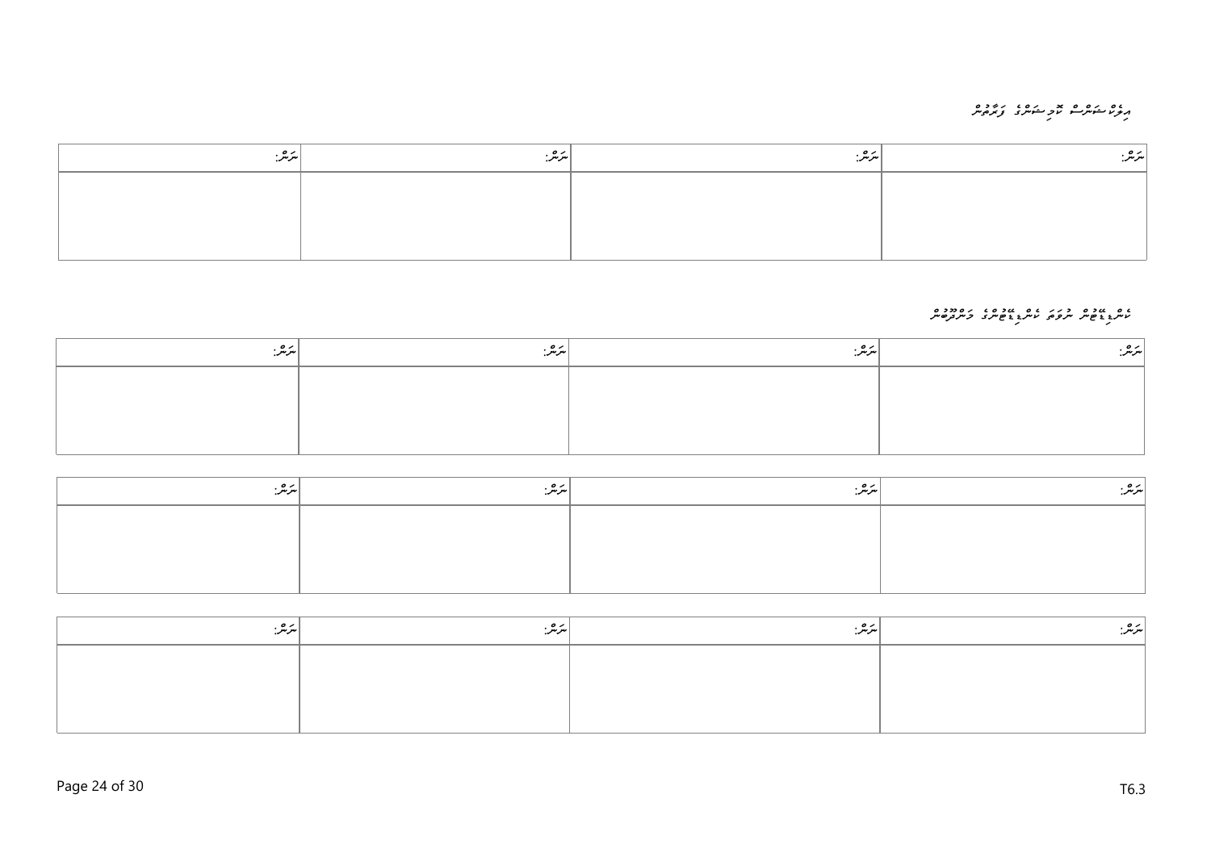# ދިވެހިރާއްޖޭގެ ތާރީޚު ގެ ތަރުތީބު

| ނަންބަރު: | ނަންބަރު: | ނަންބަރު: | ނަންބަރު: |
|---|---|---|---|
| | | | |

## ކުރީގެ ޒަމާނުގެ ރަށްތަކާއި ރަށްރަށުގެ ފޮތްތައް

| ނަންބަރު: | ނަންބަރު: | ނަންބަރު: | ނަންބަރު: |
|---|---|---|---|
| | | | |

| ނަންބަރު: | ނަންބަރު: | ނަންބަރު: | ނަންބަރު: |
|---|---|---|---|
| | | | |

| ނަންބަރު: | ނަންބަރު: | ނަންބަރު: | ނަންބަރު: |
|---|---|---|---|
| | | | |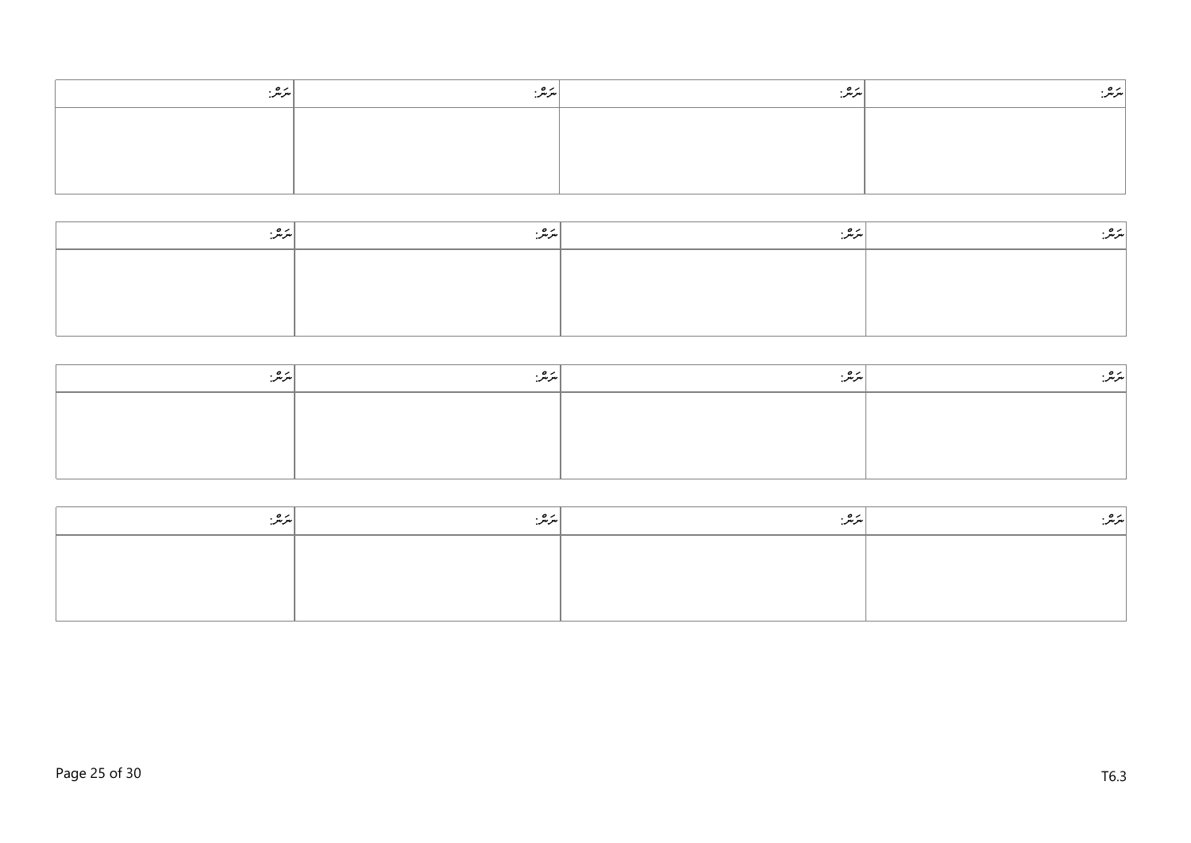| ނަރުދ: | ނަރުދ: | ނަރުދ: | ނަރުދ: |
| --- | --- | --- | --- |
| | | | |

| ނަރުދ: | ނަރުދ: | ނަރުދ: | ނަރުދ: |
| --- | --- | --- | --- |
| | | | |

| ނަރުދ: | ނަރުދ: | ނަރުދ: | ނަރުދ: |
| --- | --- | --- | --- |
| | | | |

| ނަރުދ: | ނަރުދ: | ނަރުދ: | ނަރުދ: |
| --- | --- | --- | --- |
| | | | |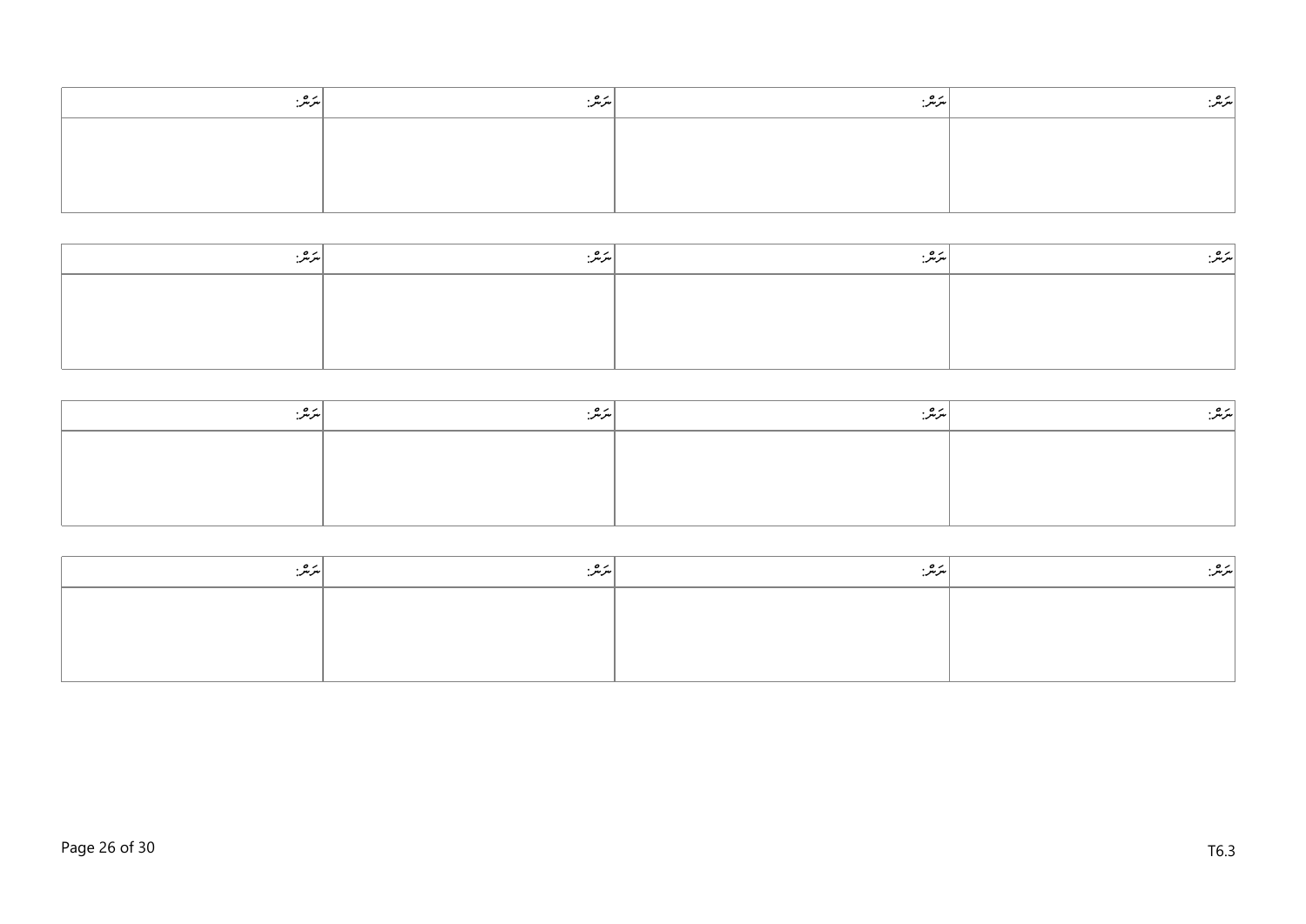| ނަރުދ: | ނަރުދ: | ނަރުދ: | ނަރުދ: |
| --- | --- | --- | --- |
| | | | |

| ނަރުދ: | ނަރުދ: | ނަރުދ: | ނަރުދ: |
| --- | --- | --- | --- |
| | | | |

| ނަރުދ: | ނަރުދ: | ނަރުދ: | ނަރުދ: |
| --- | --- | --- | --- |
| | | | |

| ނަރުދ: | ނަރުދ: | ނަރުދ: | ނަރުދ: |
| --- | --- | --- | --- |
| | | | |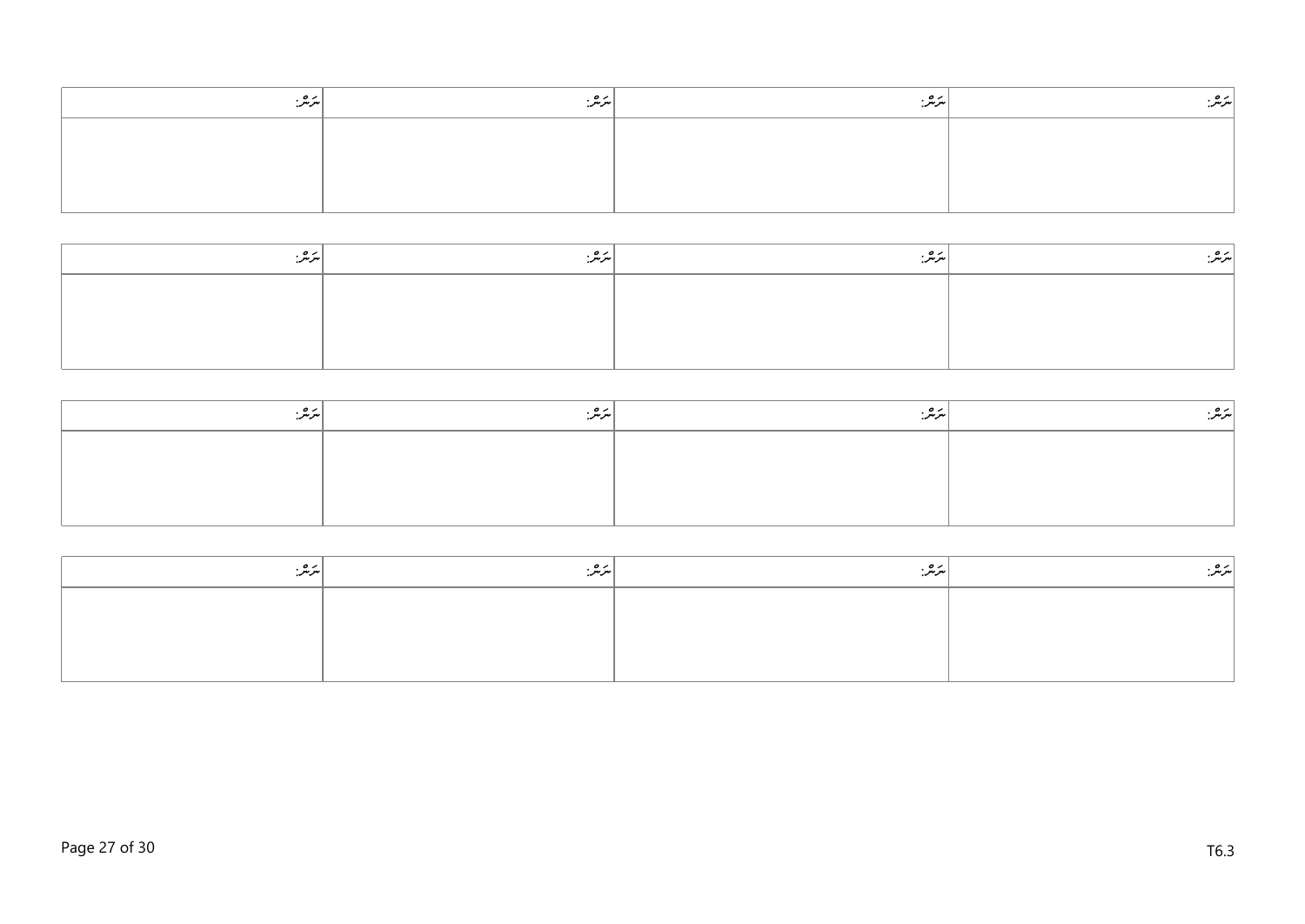| ޘަރަހަ: | ޘަރަހަ: | ޘަރަހަ: | ޘަރަހަ: |
| --- | --- | --- | --- |
| | | | |

| ޘަރަހަ: | ޘަރަހަ: | ޘަރަހަ: | ޘަރަހަ: |
| --- | --- | --- | --- |
| | | | |

| ޘަރަހަ: | ޘަރަހަ: | ޘަރަހަ: | ޘަރަހަ: |
| --- | --- | --- | --- |
| | | | |

| ޘަރަހަ: | ޘަރަހަ: | ޘަރަހަ: | ޘަރަހަ: |
| --- | --- | --- | --- |
| | | | |

T6.3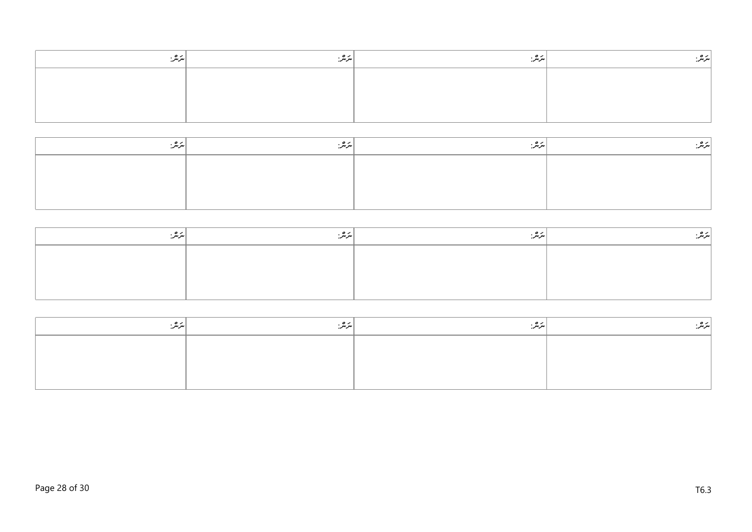| ނަރުދ: | ނަރުދ: | ނަރުދ: | ނަރުދ: |
| --- | --- | --- | --- |
| | | | |

| ނަރުދ: | ނަރުދ: | ނަރުދ: | ނަރުދ: |
| --- | --- | --- | --- |
| | | | |

| ނަރުދ: | ނަރުދ: | ނަރުދ: | ނަރުދ: |
| --- | --- | --- | --- |
| | | | |

| ނަރުދ: | ނަރުދ: | ނަރުދ: | ނަރުދ: |
| --- | --- | --- | --- |
| | | | |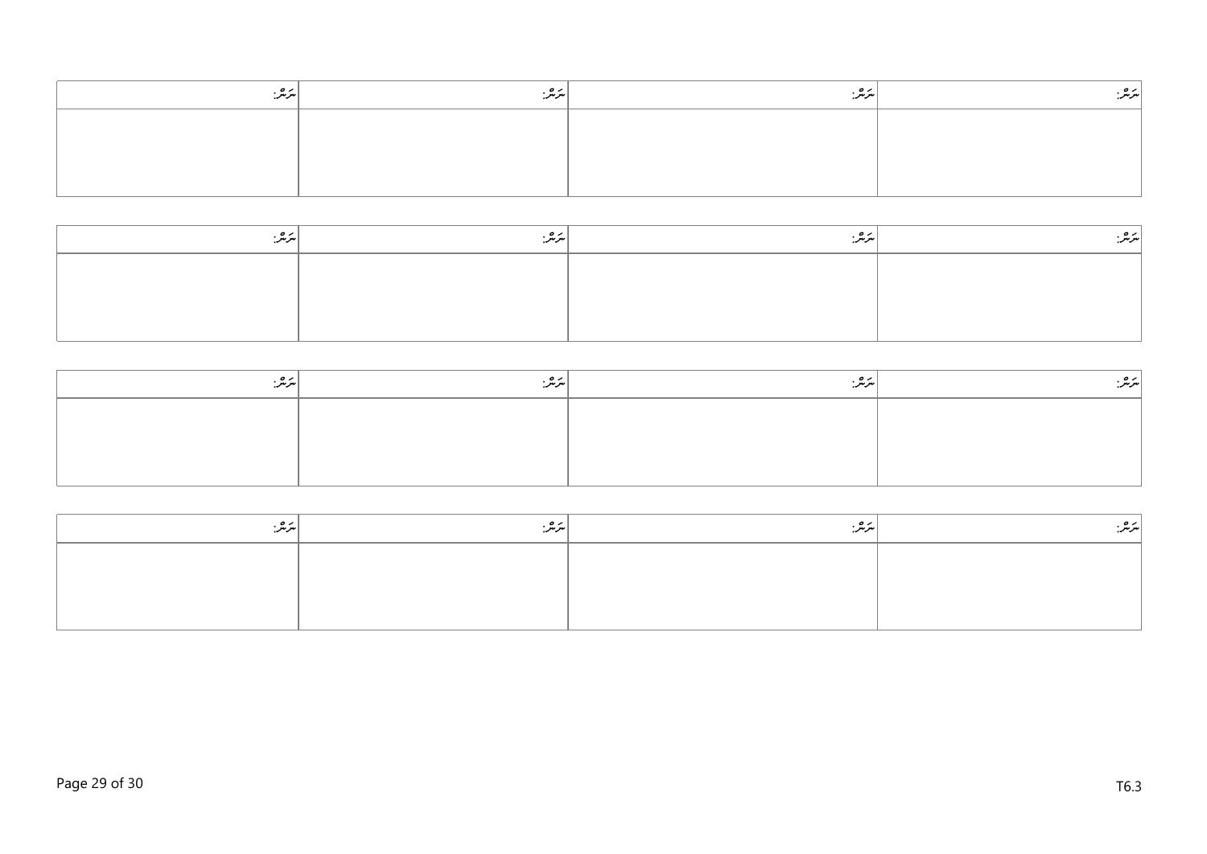| ترتیب: | ترتیب: | ترتیب: | ترتیب: |
| --- | --- | --- | --- |
| | | | |

| ترتیب: | ترتیب: | ترتیب: | ترتیب: |
| --- | --- | --- | --- |
| | | | |

| ترتیب: | ترتیب: | ترتیب: | ترتیب: |
| --- | --- | --- | --- |
| | | | |

| ترتیب: | ترتیب: | ترتیب: | ترتیب: |
| --- | --- | --- | --- |
| | | | |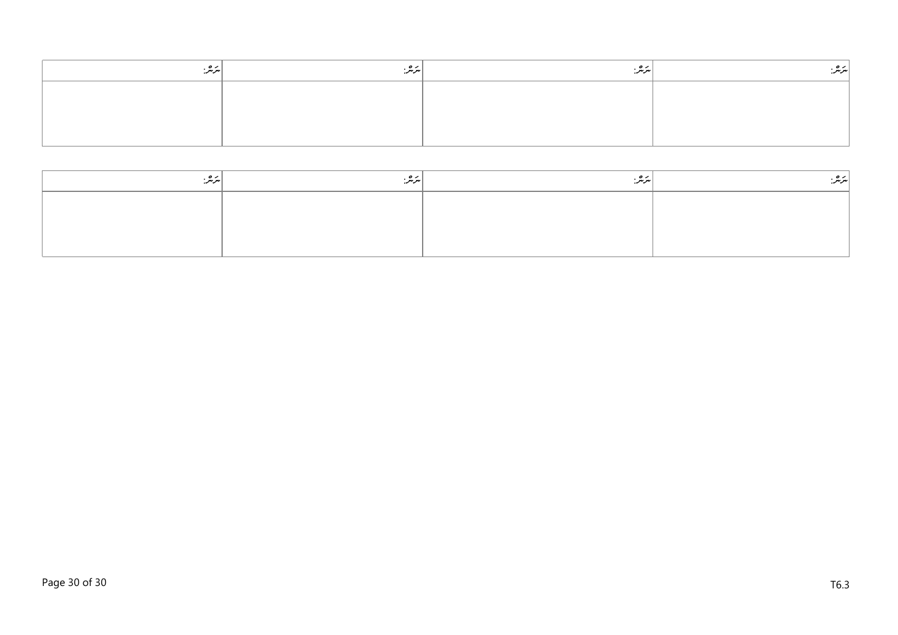| ނަންބަރު: | ނަންބަރު: | ނަންބަރު: | ނަންބަރު: |
| --- | --- | --- | --- |
| | | | |

| ނަންބަރު: | ނަންބަރު: | ނަންބަރު: | ނަންބަރު: |
| --- | --- | --- | --- |
| | | | |

T6.3